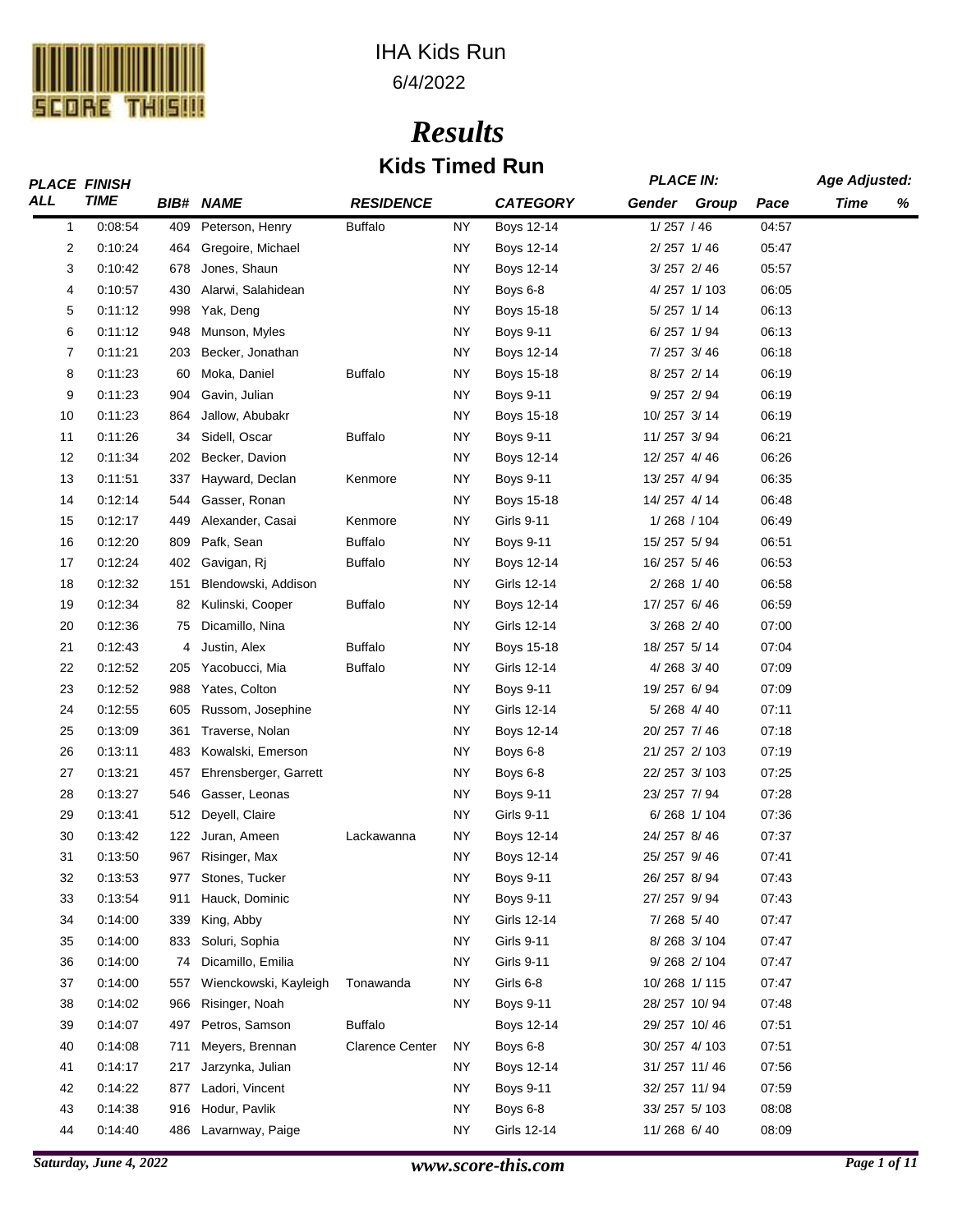# IHA Kids Run

6/4/2022

# *Results*

## Kids Timed Run

| PLACE ALL | FINISH TIME | BIB# | NAME | RESIDENCE | | CATEGORY | PLACE IN: Gender | Group | Pace | Age Adjusted: Time | % |
|---|---|---|---|---|---|---|---|---|---|---|---|
| 1 | 0:08:54 | 409 | Peterson, Henry | Buffalo | NY | Boys 12-14 | 1/ 257 | / 46 | 04:57 | | |
| 2 | 0:10:24 | 464 | Gregoire, Michael | | NY | Boys 12-14 | 2/ 257 | 1/ 46 | 05:47 | | |
| 3 | 0:10:42 | 678 | Jones, Shaun | | NY | Boys 12-14 | 3/ 257 | 2/ 46 | 05:57 | | |
| 4 | 0:10:57 | 430 | Alarwi, Salahidean | | NY | Boys 6-8 | 4/ 257 | 1/ 103 | 06:05 | | |
| 5 | 0:11:12 | 998 | Yak, Deng | | NY | Boys 15-18 | 5/ 257 | 1/ 14 | 06:13 | | |
| 6 | 0:11:12 | 948 | Munson, Myles | | NY | Boys 9-11 | 6/ 257 | 1/ 94 | 06:13 | | |
| 7 | 0:11:21 | 203 | Becker, Jonathan | | NY | Boys 12-14 | 7/ 257 | 3/ 46 | 06:18 | | |
| 8 | 0:11:23 | 60 | Moka, Daniel | Buffalo | NY | Boys 15-18 | 8/ 257 | 2/ 14 | 06:19 | | |
| 9 | 0:11:23 | 904 | Gavin, Julian | | NY | Boys 9-11 | 9/ 257 | 2/ 94 | 06:19 | | |
| 10 | 0:11:23 | 864 | Jallow, Abubakr | | NY | Boys 15-18 | 10/ 257 | 3/ 14 | 06:19 | | |
| 11 | 0:11:26 | 34 | Sidell, Oscar | Buffalo | NY | Boys 9-11 | 11/ 257 | 3/ 94 | 06:21 | | |
| 12 | 0:11:34 | 202 | Becker, Davion | | NY | Boys 12-14 | 12/ 257 | 4/ 46 | 06:26 | | |
| 13 | 0:11:51 | 337 | Hayward, Declan | Kenmore | NY | Boys 9-11 | 13/ 257 | 4/ 94 | 06:35 | | |
| 14 | 0:12:14 | 544 | Gasser, Ronan | | NY | Boys 15-18 | 14/ 257 | 4/ 14 | 06:48 | | |
| 15 | 0:12:17 | 449 | Alexander, Casai | Kenmore | NY | Girls 9-11 | 1/ 268 | / 104 | 06:49 | | |
| 16 | 0:12:20 | 809 | Pafk, Sean | Buffalo | NY | Boys 9-11 | 15/ 257 | 5/ 94 | 06:51 | | |
| 17 | 0:12:24 | 402 | Gavigan, Rj | Buffalo | NY | Boys 12-14 | 16/ 257 | 5/ 46 | 06:53 | | |
| 18 | 0:12:32 | 151 | Blendowski, Addison | | NY | Girls 12-14 | 2/ 268 | 1/ 40 | 06:58 | | |
| 19 | 0:12:34 | 82 | Kulinski, Cooper | Buffalo | NY | Boys 12-14 | 17/ 257 | 6/ 46 | 06:59 | | |
| 20 | 0:12:36 | 75 | Dicamillo, Nina | | NY | Girls 12-14 | 3/ 268 | 2/ 40 | 07:00 | | |
| 21 | 0:12:43 | 4 | Justin, Alex | Buffalo | NY | Boys 15-18 | 18/ 257 | 5/ 14 | 07:04 | | |
| 22 | 0:12:52 | 205 | Yacobucci, Mia | Buffalo | NY | Girls 12-14 | 4/ 268 | 3/ 40 | 07:09 | | |
| 23 | 0:12:52 | 988 | Yates, Colton | | NY | Boys 9-11 | 19/ 257 | 6/ 94 | 07:09 | | |
| 24 | 0:12:55 | 605 | Russom, Josephine | | NY | Girls 12-14 | 5/ 268 | 4/ 40 | 07:11 | | |
| 25 | 0:13:09 | 361 | Traverse, Nolan | | NY | Boys 12-14 | 20/ 257 | 7/ 46 | 07:18 | | |
| 26 | 0:13:11 | 483 | Kowalski, Emerson | | NY | Boys 6-8 | 21/ 257 | 2/ 103 | 07:19 | | |
| 27 | 0:13:21 | 457 | Ehrensberger, Garrett | | NY | Boys 6-8 | 22/ 257 | 3/ 103 | 07:25 | | |
| 28 | 0:13:27 | 546 | Gasser, Leonas | | NY | Boys 9-11 | 23/ 257 | 7/ 94 | 07:28 | | |
| 29 | 0:13:41 | 512 | Deyell, Claire | | NY | Girls 9-11 | 6/ 268 | 1/ 104 | 07:36 | | |
| 30 | 0:13:42 | 122 | Juran, Ameen | Lackawanna | NY | Boys 12-14 | 24/ 257 | 8/ 46 | 07:37 | | |
| 31 | 0:13:50 | 967 | Risinger, Max | | NY | Boys 12-14 | 25/ 257 | 9/ 46 | 07:41 | | |
| 32 | 0:13:53 | 977 | Stones, Tucker | | NY | Boys 9-11 | 26/ 257 | 8/ 94 | 07:43 | | |
| 33 | 0:13:54 | 911 | Hauck, Dominic | | NY | Boys 9-11 | 27/ 257 | 9/ 94 | 07:43 | | |
| 34 | 0:14:00 | 339 | King, Abby | | NY | Girls 12-14 | 7/ 268 | 5/ 40 | 07:47 | | |
| 35 | 0:14:00 | 833 | Soluri, Sophia | | NY | Girls 9-11 | 8/ 268 | 3/ 104 | 07:47 | | |
| 36 | 0:14:00 | 74 | Dicamillo, Emilia | | NY | Girls 9-11 | 9/ 268 | 2/ 104 | 07:47 | | |
| 37 | 0:14:00 | 557 | Wienckowski, Kayleigh | Tonawanda | NY | Girls 6-8 | 10/ 268 | 1/ 115 | 07:47 | | |
| 38 | 0:14:02 | 966 | Risinger, Noah | | NY | Boys 9-11 | 28/ 257 | 10/ 94 | 07:48 | | |
| 39 | 0:14:07 | 497 | Petros, Samson | Buffalo | | Boys 12-14 | 29/ 257 | 10/ 46 | 07:51 | | |
| 40 | 0:14:08 | 711 | Meyers, Brennan | Clarence Center | NY | Boys 6-8 | 30/ 257 | 4/ 103 | 07:51 | | |
| 41 | 0:14:17 | 217 | Jarzynka, Julian | | NY | Boys 12-14 | 31/ 257 | 11/ 46 | 07:56 | | |
| 42 | 0:14:22 | 877 | Ladori, Vincent | | NY | Boys 9-11 | 32/ 257 | 11/ 94 | 07:59 | | |
| 43 | 0:14:38 | 916 | Hodur, Pavlik | | NY | Boys 6-8 | 33/ 257 | 5/ 103 | 08:08 | | |
| 44 | 0:14:40 | 486 | Lavarnway, Paige | | NY | Girls 12-14 | 11/ 268 | 6/ 40 | 08:09 | | |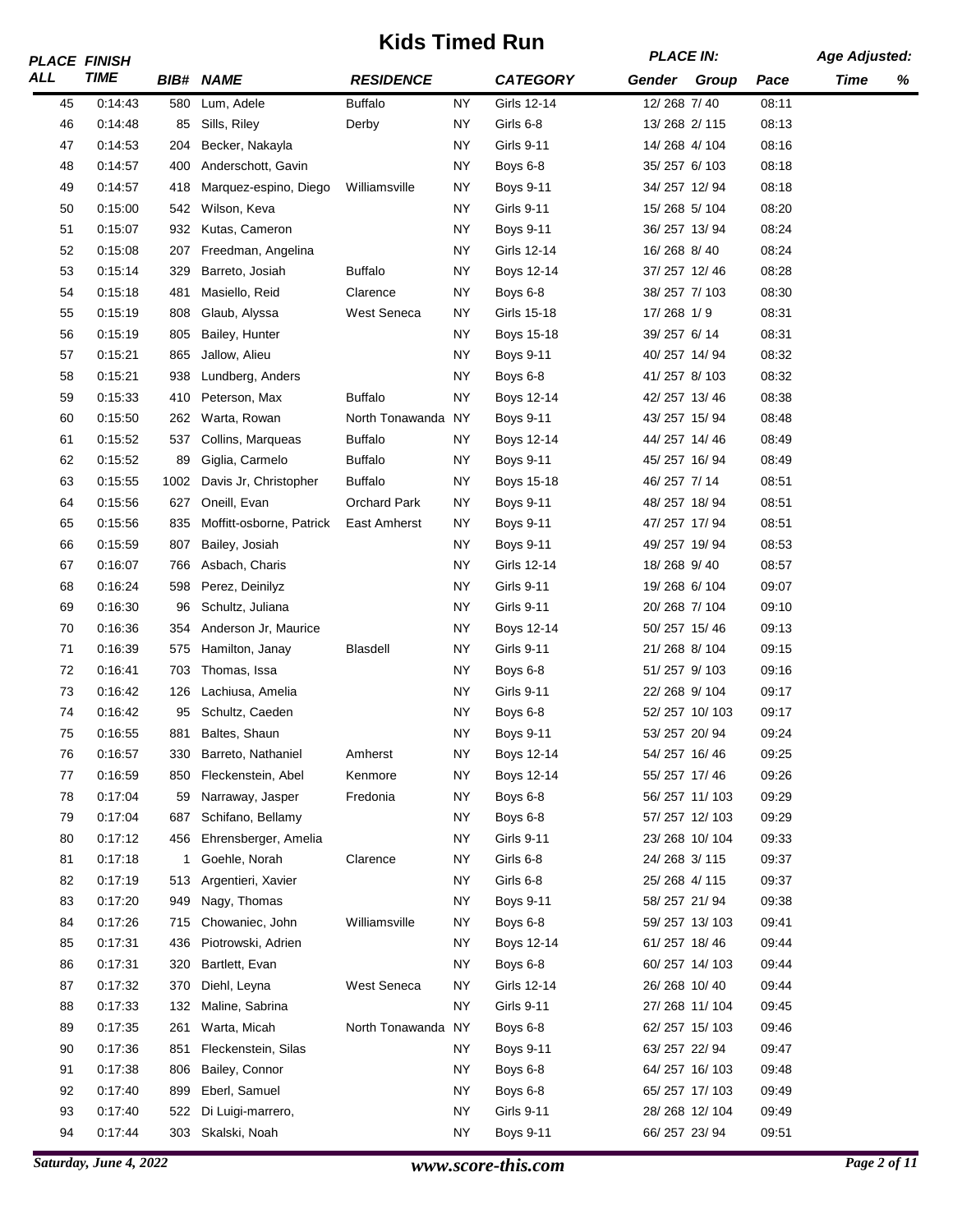# Kids Timed Run

| PLACE ALL | FINISH TIME | BIB# | NAME | RESIDENCE | | CATEGORY | PLACE IN: Gender | Group | Pace | Age Adjusted: Time | % |
|---|---|---|---|---|---|---|---|---|---|---|---|
| 45 | 0:14:43 | 580 | Lum, Adele | Buffalo | NY | Girls 12-14 | 12/ 268 | 7/ 40 | 08:11 | | |
| 46 | 0:14:48 | 85 | Sills, Riley | Derby | NY | Girls 6-8 | 13/ 268 | 2/ 115 | 08:13 | | |
| 47 | 0:14:53 | 204 | Becker, Nakayla | | NY | Girls 9-11 | 14/ 268 | 4/ 104 | 08:16 | | |
| 48 | 0:14:57 | 400 | Anderschott, Gavin | | NY | Boys 6-8 | 35/ 257 | 6/ 103 | 08:18 | | |
| 49 | 0:14:57 | 418 | Marquez-espino, Diego | Williamsville | NY | Boys 9-11 | 34/ 257 | 12/ 94 | 08:18 | | |
| 50 | 0:15:00 | 542 | Wilson, Keva | | NY | Girls 9-11 | 15/ 268 | 5/ 104 | 08:20 | | |
| 51 | 0:15:07 | 932 | Kutas, Cameron | | NY | Boys 9-11 | 36/ 257 | 13/ 94 | 08:24 | | |
| 52 | 0:15:08 | 207 | Freedman, Angelina | | NY | Girls 12-14 | 16/ 268 | 8/ 40 | 08:24 | | |
| 53 | 0:15:14 | 329 | Barreto, Josiah | Buffalo | NY | Boys 12-14 | 37/ 257 | 12/ 46 | 08:28 | | |
| 54 | 0:15:18 | 481 | Masiello, Reid | Clarence | NY | Boys 6-8 | 38/ 257 | 7/ 103 | 08:30 | | |
| 55 | 0:15:19 | 808 | Glaub, Alyssa | West Seneca | NY | Girls 15-18 | 17/ 268 | 1/ 9 | 08:31 | | |
| 56 | 0:15:19 | 805 | Bailey, Hunter | | NY | Boys 15-18 | 39/ 257 | 6/ 14 | 08:31 | | |
| 57 | 0:15:21 | 865 | Jallow, Alieu | | NY | Boys 9-11 | 40/ 257 | 14/ 94 | 08:32 | | |
| 58 | 0:15:21 | 938 | Lundberg, Anders | | NY | Boys 6-8 | 41/ 257 | 8/ 103 | 08:32 | | |
| 59 | 0:15:33 | 410 | Peterson, Max | Buffalo | NY | Boys 12-14 | 42/ 257 | 13/ 46 | 08:38 | | |
| 60 | 0:15:50 | 262 | Warta, Rowan | North Tonawanda | NY | Boys 9-11 | 43/ 257 | 15/ 94 | 08:48 | | |
| 61 | 0:15:52 | 537 | Collins, Marqueas | Buffalo | NY | Boys 12-14 | 44/ 257 | 14/ 46 | 08:49 | | |
| 62 | 0:15:52 | 89 | Giglia, Carmelo | Buffalo | NY | Boys 9-11 | 45/ 257 | 16/ 94 | 08:49 | | |
| 63 | 0:15:55 | 1002 | Davis Jr, Christopher | Buffalo | NY | Boys 15-18 | 46/ 257 | 7/ 14 | 08:51 | | |
| 64 | 0:15:56 | 627 | Oneill, Evan | Orchard Park | NY | Boys 9-11 | 48/ 257 | 18/ 94 | 08:51 | | |
| 65 | 0:15:56 | 835 | Moffitt-osborne, Patrick | East Amherst | NY | Boys 9-11 | 47/ 257 | 17/ 94 | 08:51 | | |
| 66 | 0:15:59 | 807 | Bailey, Josiah | | NY | Boys 9-11 | 49/ 257 | 19/ 94 | 08:53 | | |
| 67 | 0:16:07 | 766 | Asbach, Charis | | NY | Girls 12-14 | 18/ 268 | 9/ 40 | 08:57 | | |
| 68 | 0:16:24 | 598 | Perez, Deinilyz | | NY | Girls 9-11 | 19/ 268 | 6/ 104 | 09:07 | | |
| 69 | 0:16:30 | 96 | Schultz, Juliana | | NY | Girls 9-11 | 20/ 268 | 7/ 104 | 09:10 | | |
| 70 | 0:16:36 | 354 | Anderson Jr, Maurice | | NY | Boys 12-14 | 50/ 257 | 15/ 46 | 09:13 | | |
| 71 | 0:16:39 | 575 | Hamilton, Janay | Blasdell | NY | Girls 9-11 | 21/ 268 | 8/ 104 | 09:15 | | |
| 72 | 0:16:41 | 703 | Thomas, Issa | | NY | Boys 6-8 | 51/ 257 | 9/ 103 | 09:16 | | |
| 73 | 0:16:42 | 126 | Lachiusa, Amelia | | NY | Girls 9-11 | 22/ 268 | 9/ 104 | 09:17 | | |
| 74 | 0:16:42 | 95 | Schultz, Caeden | | NY | Boys 6-8 | 52/ 257 | 10/ 103 | 09:17 | | |
| 75 | 0:16:55 | 881 | Baltes, Shaun | | NY | Boys 9-11 | 53/ 257 | 20/ 94 | 09:24 | | |
| 76 | 0:16:57 | 330 | Barreto, Nathaniel | Amherst | NY | Boys 12-14 | 54/ 257 | 16/ 46 | 09:25 | | |
| 77 | 0:16:59 | 850 | Fleckenstein, Abel | Kenmore | NY | Boys 12-14 | 55/ 257 | 17/ 46 | 09:26 | | |
| 78 | 0:17:04 | 59 | Narraway, Jasper | Fredonia | NY | Boys 6-8 | 56/ 257 | 11/ 103 | 09:29 | | |
| 79 | 0:17:04 | 687 | Schifano, Bellamy | | NY | Boys 6-8 | 57/ 257 | 12/ 103 | 09:29 | | |
| 80 | 0:17:12 | 456 | Ehrensberger, Amelia | | NY | Girls 9-11 | 23/ 268 | 10/ 104 | 09:33 | | |
| 81 | 0:17:18 | 1 | Goehle, Norah | Clarence | NY | Girls 6-8 | 24/ 268 | 3/ 115 | 09:37 | | |
| 82 | 0:17:19 | 513 | Argentieri, Xavier | | NY | Girls 6-8 | 25/ 268 | 4/ 115 | 09:37 | | |
| 83 | 0:17:20 | 949 | Nagy, Thomas | | NY | Boys 9-11 | 58/ 257 | 21/ 94 | 09:38 | | |
| 84 | 0:17:26 | 715 | Chowaniec, John | Williamsville | NY | Boys 6-8 | 59/ 257 | 13/ 103 | 09:41 | | |
| 85 | 0:17:31 | 436 | Piotrowski, Adrien | | NY | Boys 12-14 | 61/ 257 | 18/ 46 | 09:44 | | |
| 86 | 0:17:31 | 320 | Bartlett, Evan | | NY | Boys 6-8 | 60/ 257 | 14/ 103 | 09:44 | | |
| 87 | 0:17:32 | 370 | Diehl, Leyna | West Seneca | NY | Girls 12-14 | 26/ 268 | 10/ 40 | 09:44 | | |
| 88 | 0:17:33 | 132 | Maline, Sabrina | | NY | Girls 9-11 | 27/ 268 | 11/ 104 | 09:45 | | |
| 89 | 0:17:35 | 261 | Warta, Micah | North Tonawanda | NY | Boys 6-8 | 62/ 257 | 15/ 103 | 09:46 | | |
| 90 | 0:17:36 | 851 | Fleckenstein, Silas | | NY | Boys 9-11 | 63/ 257 | 22/ 94 | 09:47 | | |
| 91 | 0:17:38 | 806 | Bailey, Connor | | NY | Boys 6-8 | 64/ 257 | 16/ 103 | 09:48 | | |
| 92 | 0:17:40 | 899 | Eberl, Samuel | | NY | Boys 6-8 | 65/ 257 | 17/ 103 | 09:49 | | |
| 93 | 0:17:40 | 522 | Di Luigi-marrero, | | NY | Girls 9-11 | 28/ 268 | 12/ 104 | 09:49 | | |
| 94 | 0:17:44 | 303 | Skalski, Noah | | NY | Boys 9-11 | 66/ 257 | 23/ 94 | 09:51 | | |

*Saturday, June 4, 2022* *www.score-this.com*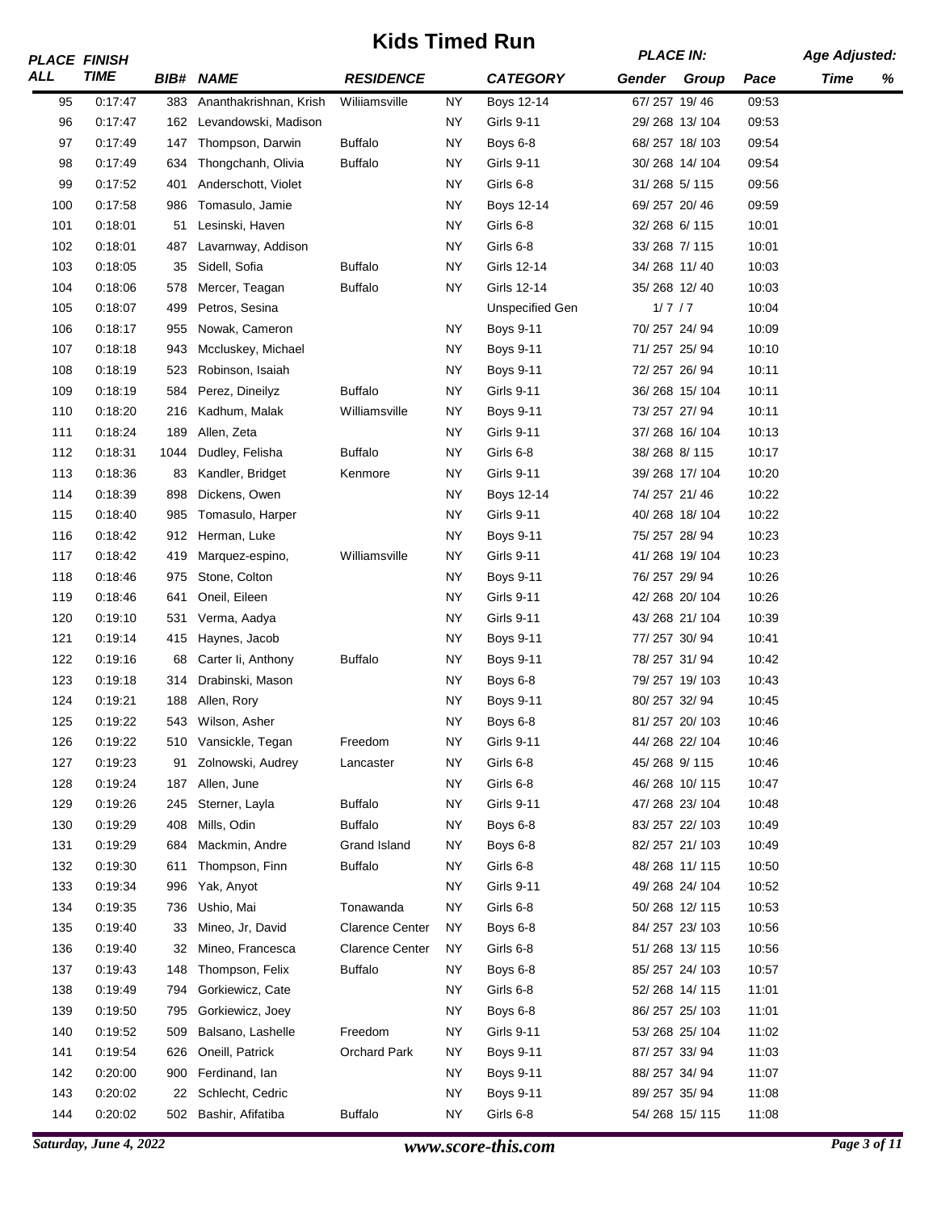# Kids Timed Run

| PLACE ALL | FINISH TIME | BIB# | NAME | RESIDENCE | | CATEGORY | PLACE IN: Gender | Group | Pace | Age Adjusted: Time | % |
|---|---|---|---|---|---|---|---|---|---|---|---|
| 95 | 0:17:47 | 383 | Ananthakrishnan, Krish | Wiliiamsville | NY | Boys 12-14 | 67/ 257 | 19/ 46 | 09:53 | | |
| 96 | 0:17:47 | 162 | Levandowski, Madison | | NY | Girls 9-11 | 29/ 268 | 13/ 104 | 09:53 | | |
| 97 | 0:17:49 | 147 | Thompson, Darwin | Buffalo | NY | Boys 6-8 | 68/ 257 | 18/ 103 | 09:54 | | |
| 98 | 0:17:49 | 634 | Thongchanh, Olivia | Buffalo | NY | Girls 9-11 | 30/ 268 | 14/ 104 | 09:54 | | |
| 99 | 0:17:52 | 401 | Anderschott, Violet | | NY | Girls 6-8 | 31/ 268 | 5/ 115 | 09:56 | | |
| 100 | 0:17:58 | 986 | Tomasulo, Jamie | | NY | Boys 12-14 | 69/ 257 | 20/ 46 | 09:59 | | |
| 101 | 0:18:01 | 51 | Lesinski, Haven | | NY | Girls 6-8 | 32/ 268 | 6/ 115 | 10:01 | | |
| 102 | 0:18:01 | 487 | Lavarnway, Addison | | NY | Girls 6-8 | 33/ 268 | 7/ 115 | 10:01 | | |
| 103 | 0:18:05 | 35 | Sidell, Sofia | Buffalo | NY | Girls 12-14 | 34/ 268 | 11/ 40 | 10:03 | | |
| 104 | 0:18:06 | 578 | Mercer, Teagan | Buffalo | NY | Girls 12-14 | 35/ 268 | 12/ 40 | 10:03 | | |
| 105 | 0:18:07 | 499 | Petros, Sesina | | | Unspecified Gen | 1/ 7 | / 7 | 10:04 | | |
| 106 | 0:18:17 | 955 | Nowak, Cameron | | NY | Boys 9-11 | 70/ 257 | 24/ 94 | 10:09 | | |
| 107 | 0:18:18 | 943 | Mccluskey, Michael | | NY | Boys 9-11 | 71/ 257 | 25/ 94 | 10:10 | | |
| 108 | 0:18:19 | 523 | Robinson, Isaiah | | NY | Boys 9-11 | 72/ 257 | 26/ 94 | 10:11 | | |
| 109 | 0:18:19 | 584 | Perez, Dineilyz | Buffalo | NY | Girls 9-11 | 36/ 268 | 15/ 104 | 10:11 | | |
| 110 | 0:18:20 | 216 | Kadhum, Malak | Williamsville | NY | Boys 9-11 | 73/ 257 | 27/ 94 | 10:11 | | |
| 111 | 0:18:24 | 189 | Allen, Zeta | | NY | Girls 9-11 | 37/ 268 | 16/ 104 | 10:13 | | |
| 112 | 0:18:31 | 1044 | Dudley, Felisha | Buffalo | NY | Girls 6-8 | 38/ 268 | 8/ 115 | 10:17 | | |
| 113 | 0:18:36 | 83 | Kandler, Bridget | Kenmore | NY | Girls 9-11 | 39/ 268 | 17/ 104 | 10:20 | | |
| 114 | 0:18:39 | 898 | Dickens, Owen | | NY | Boys 12-14 | 74/ 257 | 21/ 46 | 10:22 | | |
| 115 | 0:18:40 | 985 | Tomasulo, Harper | | NY | Girls 9-11 | 40/ 268 | 18/ 104 | 10:22 | | |
| 116 | 0:18:42 | 912 | Herman, Luke | | NY | Boys 9-11 | 75/ 257 | 28/ 94 | 10:23 | | |
| 117 | 0:18:42 | 419 | Marquez-espino, | Williamsville | NY | Girls 9-11 | 41/ 268 | 19/ 104 | 10:23 | | |
| 118 | 0:18:46 | 975 | Stone, Colton | | NY | Boys 9-11 | 76/ 257 | 29/ 94 | 10:26 | | |
| 119 | 0:18:46 | 641 | Oneil, Eileen | | NY | Girls 9-11 | 42/ 268 | 20/ 104 | 10:26 | | |
| 120 | 0:19:10 | 531 | Verma, Aadya | | NY | Girls 9-11 | 43/ 268 | 21/ 104 | 10:39 | | |
| 121 | 0:19:14 | 415 | Haynes, Jacob | | NY | Boys 9-11 | 77/ 257 | 30/ 94 | 10:41 | | |
| 122 | 0:19:16 | 68 | Carter Ii, Anthony | Buffalo | NY | Boys 9-11 | 78/ 257 | 31/ 94 | 10:42 | | |
| 123 | 0:19:18 | 314 | Drabinski, Mason | | NY | Boys 6-8 | 79/ 257 | 19/ 103 | 10:43 | | |
| 124 | 0:19:21 | 188 | Allen, Rory | | NY | Boys 9-11 | 80/ 257 | 32/ 94 | 10:45 | | |
| 125 | 0:19:22 | 543 | Wilson, Asher | | NY | Boys 6-8 | 81/ 257 | 20/ 103 | 10:46 | | |
| 126 | 0:19:22 | 510 | Vansickle, Tegan | Freedom | NY | Girls 9-11 | 44/ 268 | 22/ 104 | 10:46 | | |
| 127 | 0:19:23 | 91 | Zolnowski, Audrey | Lancaster | NY | Girls 6-8 | 45/ 268 | 9/ 115 | 10:46 | | |
| 128 | 0:19:24 | 187 | Allen, June | | NY | Girls 6-8 | 46/ 268 | 10/ 115 | 10:47 | | |
| 129 | 0:19:26 | 245 | Sterner, Layla | Buffalo | NY | Girls 9-11 | 47/ 268 | 23/ 104 | 10:48 | | |
| 130 | 0:19:29 | 408 | Mills, Odin | Buffalo | NY | Boys 6-8 | 83/ 257 | 22/ 103 | 10:49 | | |
| 131 | 0:19:29 | 684 | Mackmin, Andre | Grand Island | NY | Boys 6-8 | 82/ 257 | 21/ 103 | 10:49 | | |
| 132 | 0:19:30 | 611 | Thompson, Finn | Buffalo | NY | Girls 6-8 | 48/ 268 | 11/ 115 | 10:50 | | |
| 133 | 0:19:34 | 996 | Yak, Anyot | | NY | Girls 9-11 | 49/ 268 | 24/ 104 | 10:52 | | |
| 134 | 0:19:35 | 736 | Ushio, Mai | Tonawanda | NY | Girls 6-8 | 50/ 268 | 12/ 115 | 10:53 | | |
| 135 | 0:19:40 | 33 | Mineo, Jr, David | Clarence Center | NY | Boys 6-8 | 84/ 257 | 23/ 103 | 10:56 | | |
| 136 | 0:19:40 | 32 | Mineo, Francesca | Clarence Center | NY | Girls 6-8 | 51/ 268 | 13/ 115 | 10:56 | | |
| 137 | 0:19:43 | 148 | Thompson, Felix | Buffalo | NY | Boys 6-8 | 85/ 257 | 24/ 103 | 10:57 | | |
| 138 | 0:19:49 | 794 | Gorkiewicz, Cate | | NY | Girls 6-8 | 52/ 268 | 14/ 115 | 11:01 | | |
| 139 | 0:19:50 | 795 | Gorkiewicz, Joey | | NY | Boys 6-8 | 86/ 257 | 25/ 103 | 11:01 | | |
| 140 | 0:19:52 | 509 | Balsano, Lashelle | Freedom | NY | Girls 9-11 | 53/ 268 | 25/ 104 | 11:02 | | |
| 141 | 0:19:54 | 626 | Oneill, Patrick | Orchard Park | NY | Boys 9-11 | 87/ 257 | 33/ 94 | 11:03 | | |
| 142 | 0:20:00 | 900 | Ferdinand, Ian | | NY | Boys 9-11 | 88/ 257 | 34/ 94 | 11:07 | | |
| 143 | 0:20:02 | 22 | Schlecht, Cedric | | NY | Boys 9-11 | 89/ 257 | 35/ 94 | 11:08 | | |
| 144 | 0:20:02 | 502 | Bashir, Afifatiba | Buffalo | NY | Girls 6-8 | 54/ 268 | 15/ 115 | 11:08 | | |

*Saturday, June 4, 2022* — *www.score-this.com*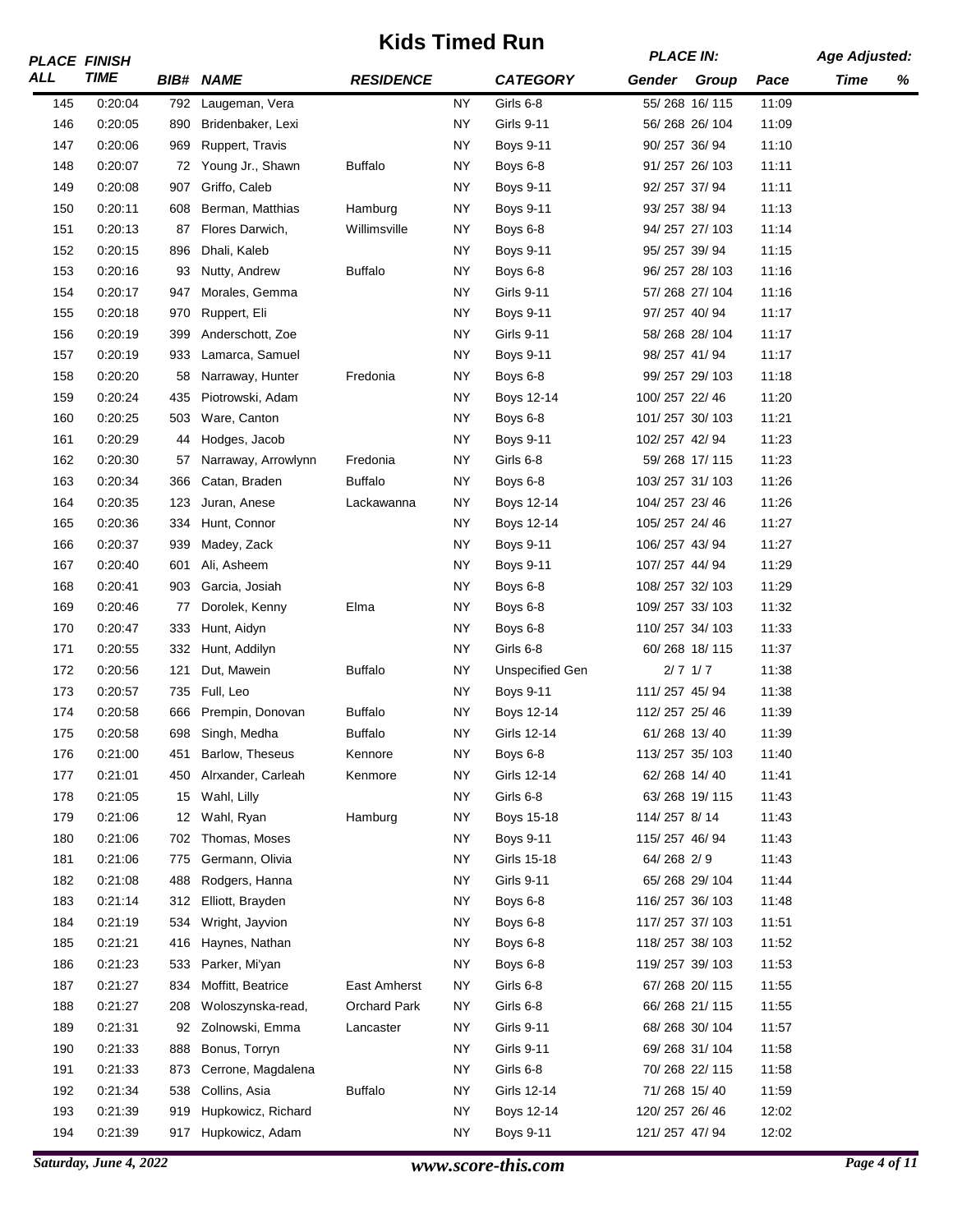# Kids Timed Run

| PLACE ALL | FINISH TIME | BIB# | NAME | RESIDENCE | | CATEGORY | PLACE IN: Gender | Group | Pace | Age Adjusted: Time | % |
|---|---|---|---|---|---|---|---|---|---|---|---|
| 145 | 0:20:04 | 792 | Laugeman, Vera | | NY | Girls 6-8 | 55/ 268 | 16/ 115 | 11:09 | | |
| 146 | 0:20:05 | 890 | Bridenbaker, Lexi | | NY | Girls 9-11 | 56/ 268 | 26/ 104 | 11:09 | | |
| 147 | 0:20:06 | 969 | Ruppert, Travis | | NY | Boys 9-11 | 90/ 257 | 36/ 94 | 11:10 | | |
| 148 | 0:20:07 | 72 | Young Jr., Shawn | Buffalo | NY | Boys 6-8 | 91/ 257 | 26/ 103 | 11:11 | | |
| 149 | 0:20:08 | 907 | Griffo, Caleb | | NY | Boys 9-11 | 92/ 257 | 37/ 94 | 11:11 | | |
| 150 | 0:20:11 | 608 | Berman, Matthias | Hamburg | NY | Boys 9-11 | 93/ 257 | 38/ 94 | 11:13 | | |
| 151 | 0:20:13 | 87 | Flores Darwich, | Willimsville | NY | Boys 6-8 | 94/ 257 | 27/ 103 | 11:14 | | |
| 152 | 0:20:15 | 896 | Dhali, Kaleb | | NY | Boys 9-11 | 95/ 257 | 39/ 94 | 11:15 | | |
| 153 | 0:20:16 | 93 | Nutty, Andrew | Buffalo | NY | Boys 6-8 | 96/ 257 | 28/ 103 | 11:16 | | |
| 154 | 0:20:17 | 947 | Morales, Gemma | | NY | Girls 9-11 | 57/ 268 | 27/ 104 | 11:16 | | |
| 155 | 0:20:18 | 970 | Ruppert, Eli | | NY | Boys 9-11 | 97/ 257 | 40/ 94 | 11:17 | | |
| 156 | 0:20:19 | 399 | Anderschott, Zoe | | NY | Girls 9-11 | 58/ 268 | 28/ 104 | 11:17 | | |
| 157 | 0:20:19 | 933 | Lamarca, Samuel | | NY | Boys 9-11 | 98/ 257 | 41/ 94 | 11:17 | | |
| 158 | 0:20:20 | 58 | Narraway, Hunter | Fredonia | NY | Boys 6-8 | 99/ 257 | 29/ 103 | 11:18 | | |
| 159 | 0:20:24 | 435 | Piotrowski, Adam | | NY | Boys 12-14 | 100/ 257 | 22/ 46 | 11:20 | | |
| 160 | 0:20:25 | 503 | Ware, Canton | | NY | Boys 6-8 | 101/ 257 | 30/ 103 | 11:21 | | |
| 161 | 0:20:29 | 44 | Hodges, Jacob | | NY | Boys 9-11 | 102/ 257 | 42/ 94 | 11:23 | | |
| 162 | 0:20:30 | 57 | Narraway, Arrowlynn | Fredonia | NY | Girls 6-8 | 59/ 268 | 17/ 115 | 11:23 | | |
| 163 | 0:20:34 | 366 | Catan, Braden | Buffalo | NY | Boys 6-8 | 103/ 257 | 31/ 103 | 11:26 | | |
| 164 | 0:20:35 | 123 | Juran, Anese | Lackawanna | NY | Boys 12-14 | 104/ 257 | 23/ 46 | 11:26 | | |
| 165 | 0:20:36 | 334 | Hunt, Connor | | NY | Boys 12-14 | 105/ 257 | 24/ 46 | 11:27 | | |
| 166 | 0:20:37 | 939 | Madey, Zack | | NY | Boys 9-11 | 106/ 257 | 43/ 94 | 11:27 | | |
| 167 | 0:20:40 | 601 | Ali, Asheem | | NY | Boys 9-11 | 107/ 257 | 44/ 94 | 11:29 | | |
| 168 | 0:20:41 | 903 | Garcia, Josiah | | NY | Boys 6-8 | 108/ 257 | 32/ 103 | 11:29 | | |
| 169 | 0:20:46 | 77 | Dorolek, Kenny | Elma | NY | Boys 6-8 | 109/ 257 | 33/ 103 | 11:32 | | |
| 170 | 0:20:47 | 333 | Hunt, Aidyn | | NY | Boys 6-8 | 110/ 257 | 34/ 103 | 11:33 | | |
| 171 | 0:20:55 | 332 | Hunt, Addilyn | | NY | Girls 6-8 | 60/ 268 | 18/ 115 | 11:37 | | |
| 172 | 0:20:56 | 121 | Dut, Mawein | Buffalo | NY | Unspecified Gen | 2/ 7 | 1/ 7 | 11:38 | | |
| 173 | 0:20:57 | 735 | Full, Leo | | NY | Boys 9-11 | 111/ 257 | 45/ 94 | 11:38 | | |
| 174 | 0:20:58 | 666 | Prempin, Donovan | Buffalo | NY | Boys 12-14 | 112/ 257 | 25/ 46 | 11:39 | | |
| 175 | 0:20:58 | 698 | Singh, Medha | Buffalo | NY | Girls 12-14 | 61/ 268 | 13/ 40 | 11:39 | | |
| 176 | 0:21:00 | 451 | Barlow, Theseus | Kennore | NY | Boys 6-8 | 113/ 257 | 35/ 103 | 11:40 | | |
| 177 | 0:21:01 | 450 | Alrxander, Carleah | Kenmore | NY | Girls 12-14 | 62/ 268 | 14/ 40 | 11:41 | | |
| 178 | 0:21:05 | 15 | Wahl, Lilly | | NY | Girls 6-8 | 63/ 268 | 19/ 115 | 11:43 | | |
| 179 | 0:21:06 | 12 | Wahl, Ryan | Hamburg | NY | Boys 15-18 | 114/ 257 | 8/ 14 | 11:43 | | |
| 180 | 0:21:06 | 702 | Thomas, Moses | | NY | Boys 9-11 | 115/ 257 | 46/ 94 | 11:43 | | |
| 181 | 0:21:06 | 775 | Germann, Olivia | | NY | Girls 15-18 | 64/ 268 | 2/ 9 | 11:43 | | |
| 182 | 0:21:08 | 488 | Rodgers, Hanna | | NY | Girls 9-11 | 65/ 268 | 29/ 104 | 11:44 | | |
| 183 | 0:21:14 | 312 | Elliott, Brayden | | NY | Boys 6-8 | 116/ 257 | 36/ 103 | 11:48 | | |
| 184 | 0:21:19 | 534 | Wright, Jayvion | | NY | Boys 6-8 | 117/ 257 | 37/ 103 | 11:51 | | |
| 185 | 0:21:21 | 416 | Haynes, Nathan | | NY | Boys 6-8 | 118/ 257 | 38/ 103 | 11:52 | | |
| 186 | 0:21:23 | 533 | Parker, Mi'yan | | NY | Boys 6-8 | 119/ 257 | 39/ 103 | 11:53 | | |
| 187 | 0:21:27 | 834 | Moffitt, Beatrice | East Amherst | NY | Girls 6-8 | 67/ 268 | 20/ 115 | 11:55 | | |
| 188 | 0:21:27 | 208 | Woloszynska-read, | Orchard Park | NY | Girls 6-8 | 66/ 268 | 21/ 115 | 11:55 | | |
| 189 | 0:21:31 | 92 | Zolnowski, Emma | Lancaster | NY | Girls 9-11 | 68/ 268 | 30/ 104 | 11:57 | | |
| 190 | 0:21:33 | 888 | Bonus, Torryn | | NY | Girls 9-11 | 69/ 268 | 31/ 104 | 11:58 | | |
| 191 | 0:21:33 | 873 | Cerrone, Magdalena | | NY | Girls 6-8 | 70/ 268 | 22/ 115 | 11:58 | | |
| 192 | 0:21:34 | 538 | Collins, Asia | Buffalo | NY | Girls 12-14 | 71/ 268 | 15/ 40 | 11:59 | | |
| 193 | 0:21:39 | 919 | Hupkowicz, Richard | | NY | Boys 12-14 | 120/ 257 | 26/ 46 | 12:02 | | |
| 194 | 0:21:39 | 917 | Hupkowicz, Adam | | NY | Boys 9-11 | 121/ 257 | 47/ 94 | 12:02 | | |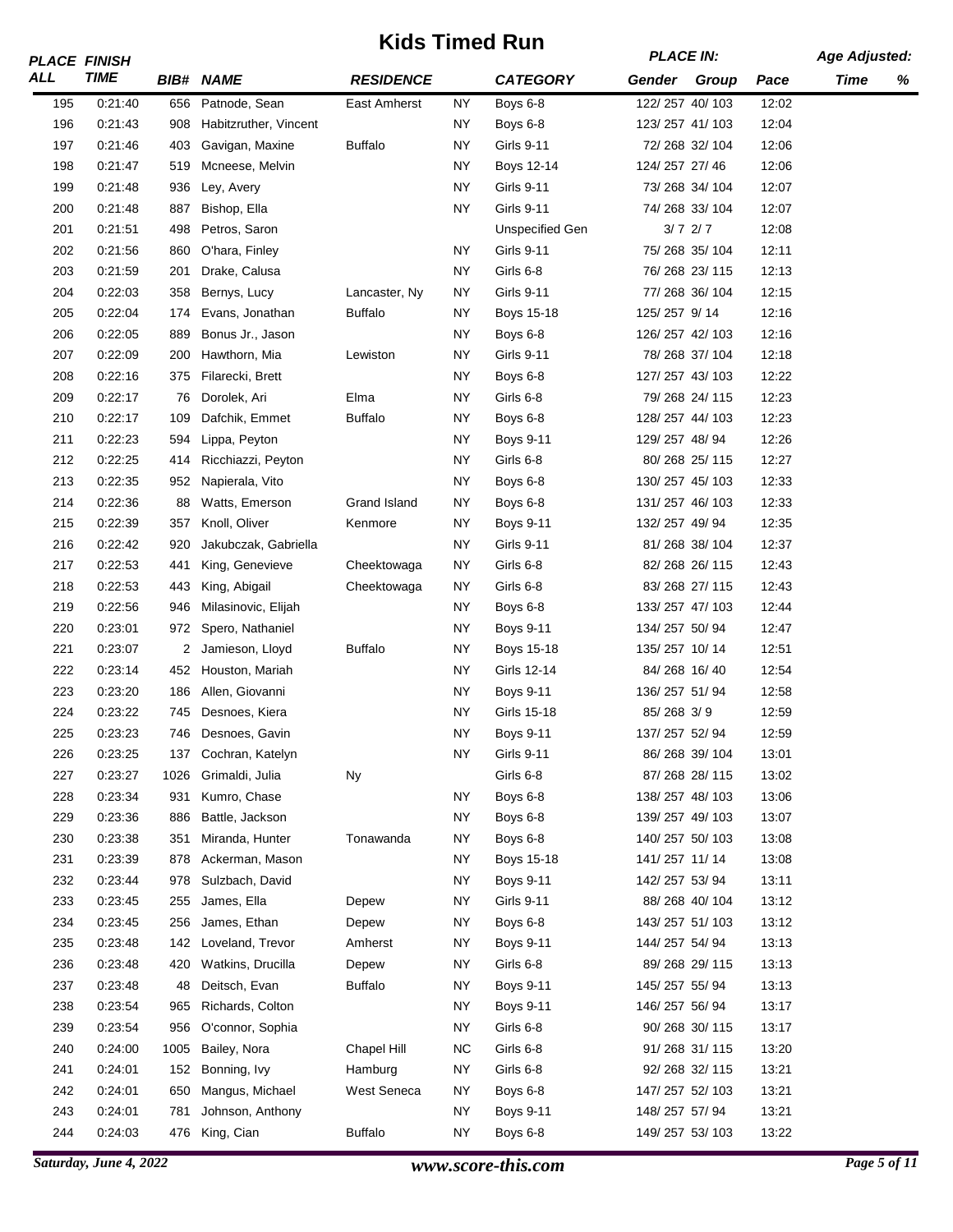# Kids Timed Run

| PLACE ALL | FINISH TIME | BIB# | NAME | RESIDENCE | | CATEGORY | PLACE IN: Gender | Group | Pace | Age Adjusted: Time | % |
|---|---|---|---|---|---|---|---|---|---|---|---|
| 195 | 0:21:40 | 656 | Patnode, Sean | East Amherst | NY | Boys 6-8 | 122/ 257 | 40/ 103 | 12:02 | | |
| 196 | 0:21:43 | 908 | Habitzruther, Vincent | | NY | Boys 6-8 | 123/ 257 | 41/ 103 | 12:04 | | |
| 197 | 0:21:46 | 403 | Gavigan, Maxine | Buffalo | NY | Girls 9-11 | 72/ 268 | 32/ 104 | 12:06 | | |
| 198 | 0:21:47 | 519 | Mcneese, Melvin | | NY | Boys 12-14 | 124/ 257 | 27/ 46 | 12:06 | | |
| 199 | 0:21:48 | 936 | Ley, Avery | | NY | Girls 9-11 | 73/ 268 | 34/ 104 | 12:07 | | |
| 200 | 0:21:48 | 887 | Bishop, Ella | | NY | Girls 9-11 | 74/ 268 | 33/ 104 | 12:07 | | |
| 201 | 0:21:51 | 498 | Petros, Saron | | | Unspecified Gen | 3/ 7 | 2/ 7 | 12:08 | | |
| 202 | 0:21:56 | 860 | O'hara, Finley | | NY | Girls 9-11 | 75/ 268 | 35/ 104 | 12:11 | | |
| 203 | 0:21:59 | 201 | Drake, Calusa | | NY | Girls 6-8 | 76/ 268 | 23/ 115 | 12:13 | | |
| 204 | 0:22:03 | 358 | Bernys, Lucy | Lancaster, Ny | NY | Girls 9-11 | 77/ 268 | 36/ 104 | 12:15 | | |
| 205 | 0:22:04 | 174 | Evans, Jonathan | Buffalo | NY | Boys 15-18 | 125/ 257 | 9/ 14 | 12:16 | | |
| 206 | 0:22:05 | 889 | Bonus Jr., Jason | | NY | Boys 6-8 | 126/ 257 | 42/ 103 | 12:16 | | |
| 207 | 0:22:09 | 200 | Hawthorn, Mia | Lewiston | NY | Girls 9-11 | 78/ 268 | 37/ 104 | 12:18 | | |
| 208 | 0:22:16 | 375 | Filarecki, Brett | | NY | Boys 6-8 | 127/ 257 | 43/ 103 | 12:22 | | |
| 209 | 0:22:17 | 76 | Dorolek, Ari | Elma | NY | Girls 6-8 | 79/ 268 | 24/ 115 | 12:23 | | |
| 210 | 0:22:17 | 109 | Dafchik, Emmet | Buffalo | NY | Boys 6-8 | 128/ 257 | 44/ 103 | 12:23 | | |
| 211 | 0:22:23 | 594 | Lippa, Peyton | | NY | Boys 9-11 | 129/ 257 | 48/ 94 | 12:26 | | |
| 212 | 0:22:25 | 414 | Ricchiazzi, Peyton | | NY | Girls 6-8 | 80/ 268 | 25/ 115 | 12:27 | | |
| 213 | 0:22:35 | 952 | Napierala, Vito | | NY | Boys 6-8 | 130/ 257 | 45/ 103 | 12:33 | | |
| 214 | 0:22:36 | 88 | Watts, Emerson | Grand Island | NY | Boys 6-8 | 131/ 257 | 46/ 103 | 12:33 | | |
| 215 | 0:22:39 | 357 | Knoll, Oliver | Kenmore | NY | Boys 9-11 | 132/ 257 | 49/ 94 | 12:35 | | |
| 216 | 0:22:42 | 920 | Jakubczak, Gabriella | | NY | Girls 9-11 | 81/ 268 | 38/ 104 | 12:37 | | |
| 217 | 0:22:53 | 441 | King, Genevieve | Cheektowaga | NY | Girls 6-8 | 82/ 268 | 26/ 115 | 12:43 | | |
| 218 | 0:22:53 | 443 | King, Abigail | Cheektowaga | NY | Girls 6-8 | 83/ 268 | 27/ 115 | 12:43 | | |
| 219 | 0:22:56 | 946 | Milasinovic, Elijah | | NY | Boys 6-8 | 133/ 257 | 47/ 103 | 12:44 | | |
| 220 | 0:23:01 | 972 | Spero, Nathaniel | | NY | Boys 9-11 | 134/ 257 | 50/ 94 | 12:47 | | |
| 221 | 0:23:07 | 2 | Jamieson, Lloyd | Buffalo | NY | Boys 15-18 | 135/ 257 | 10/ 14 | 12:51 | | |
| 222 | 0:23:14 | 452 | Houston, Mariah | | NY | Girls 12-14 | 84/ 268 | 16/ 40 | 12:54 | | |
| 223 | 0:23:20 | 186 | Allen, Giovanni | | NY | Boys 9-11 | 136/ 257 | 51/ 94 | 12:58 | | |
| 224 | 0:23:22 | 745 | Desnoes, Kiera | | NY | Girls 15-18 | 85/ 268 | 3/ 9 | 12:59 | | |
| 225 | 0:23:23 | 746 | Desnoes, Gavin | | NY | Boys 9-11 | 137/ 257 | 52/ 94 | 12:59 | | |
| 226 | 0:23:25 | 137 | Cochran, Katelyn | | NY | Girls 9-11 | 86/ 268 | 39/ 104 | 13:01 | | |
| 227 | 0:23:27 | 1026 | Grimaldi, Julia | Ny | | Girls 6-8 | 87/ 268 | 28/ 115 | 13:02 | | |
| 228 | 0:23:34 | 931 | Kumro, Chase | | NY | Boys 6-8 | 138/ 257 | 48/ 103 | 13:06 | | |
| 229 | 0:23:36 | 886 | Battle, Jackson | | NY | Boys 6-8 | 139/ 257 | 49/ 103 | 13:07 | | |
| 230 | 0:23:38 | 351 | Miranda, Hunter | Tonawanda | NY | Boys 6-8 | 140/ 257 | 50/ 103 | 13:08 | | |
| 231 | 0:23:39 | 878 | Ackerman, Mason | | NY | Boys 15-18 | 141/ 257 | 11/ 14 | 13:08 | | |
| 232 | 0:23:44 | 978 | Sulzbach, David | | NY | Boys 9-11 | 142/ 257 | 53/ 94 | 13:11 | | |
| 233 | 0:23:45 | 255 | James, Ella | Depew | NY | Girls 9-11 | 88/ 268 | 40/ 104 | 13:12 | | |
| 234 | 0:23:45 | 256 | James, Ethan | Depew | NY | Boys 6-8 | 143/ 257 | 51/ 103 | 13:12 | | |
| 235 | 0:23:48 | 142 | Loveland, Trevor | Amherst | NY | Boys 9-11 | 144/ 257 | 54/ 94 | 13:13 | | |
| 236 | 0:23:48 | 420 | Watkins, Drucilla | Depew | NY | Girls 6-8 | 89/ 268 | 29/ 115 | 13:13 | | |
| 237 | 0:23:48 | 48 | Deitsch, Evan | Buffalo | NY | Boys 9-11 | 145/ 257 | 55/ 94 | 13:13 | | |
| 238 | 0:23:54 | 965 | Richards, Colton | | NY | Boys 9-11 | 146/ 257 | 56/ 94 | 13:17 | | |
| 239 | 0:23:54 | 956 | O'connor, Sophia | | NY | Girls 6-8 | 90/ 268 | 30/ 115 | 13:17 | | |
| 240 | 0:24:00 | 1005 | Bailey, Nora | Chapel Hill | NC | Girls 6-8 | 91/ 268 | 31/ 115 | 13:20 | | |
| 241 | 0:24:01 | 152 | Bonning, Ivy | Hamburg | NY | Girls 6-8 | 92/ 268 | 32/ 115 | 13:21 | | |
| 242 | 0:24:01 | 650 | Mangus, Michael | West Seneca | NY | Boys 6-8 | 147/ 257 | 52/ 103 | 13:21 | | |
| 243 | 0:24:01 | 781 | Johnson, Anthony | | NY | Boys 9-11 | 148/ 257 | 57/ 94 | 13:21 | | |
| 244 | 0:24:03 | 476 | King, Cian | Buffalo | NY | Boys 6-8 | 149/ 257 | 53/ 103 | 13:22 | | |

*Saturday, June 4, 2022* *www.score-this.com*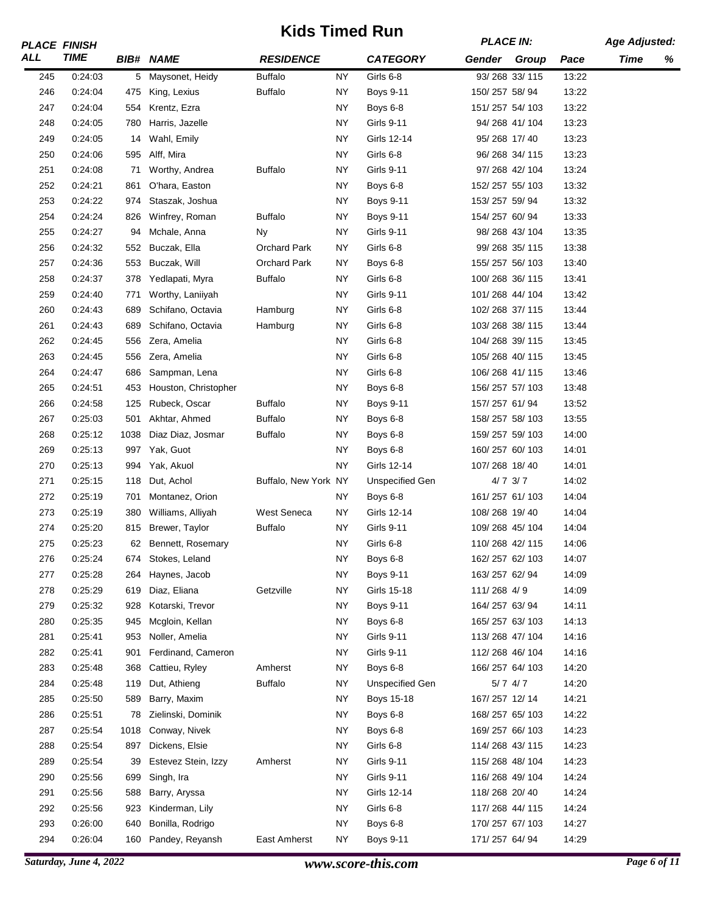# Kids Timed Run

| PLACE ALL | FINISH TIME | BIB# | NAME | RESIDENCE | | CATEGORY | PLACE IN: Gender | Group | Pace | Age Adjusted: Time | % |
|---|---|---|---|---|---|---|---|---|---|---|---|
| 245 | 0:24:03 | 5 | Maysonet, Heidy | Buffalo | NY | Girls 6-8 | 93/ 268 | 33/ 115 | 13:22 | | |
| 246 | 0:24:04 | 475 | King, Lexius | Buffalo | NY | Boys 9-11 | 150/ 257 | 58/ 94 | 13:22 | | |
| 247 | 0:24:04 | 554 | Krentz, Ezra | | NY | Boys 6-8 | 151/ 257 | 54/ 103 | 13:22 | | |
| 248 | 0:24:05 | 780 | Harris, Jazelle | | NY | Girls 9-11 | 94/ 268 | 41/ 104 | 13:23 | | |
| 249 | 0:24:05 | 14 | Wahl, Emily | | NY | Girls 12-14 | 95/ 268 | 17/ 40 | 13:23 | | |
| 250 | 0:24:06 | 595 | Alff, Mira | | NY | Girls 6-8 | 96/ 268 | 34/ 115 | 13:23 | | |
| 251 | 0:24:08 | 71 | Worthy, Andrea | Buffalo | NY | Girls 9-11 | 97/ 268 | 42/ 104 | 13:24 | | |
| 252 | 0:24:21 | 861 | O'hara, Easton | | NY | Boys 6-8 | 152/ 257 | 55/ 103 | 13:32 | | |
| 253 | 0:24:22 | 974 | Staszak, Joshua | | NY | Boys 9-11 | 153/ 257 | 59/ 94 | 13:32 | | |
| 254 | 0:24:24 | 826 | Winfrey, Roman | Buffalo | NY | Boys 9-11 | 154/ 257 | 60/ 94 | 13:33 | | |
| 255 | 0:24:27 | 94 | Mchale, Anna | Ny | NY | Girls 9-11 | 98/ 268 | 43/ 104 | 13:35 | | |
| 256 | 0:24:32 | 552 | Buczak, Ella | Orchard Park | NY | Girls 6-8 | 99/ 268 | 35/ 115 | 13:38 | | |
| 257 | 0:24:36 | 553 | Buczak, Will | Orchard Park | NY | Boys 6-8 | 155/ 257 | 56/ 103 | 13:40 | | |
| 258 | 0:24:37 | 378 | Yedlapati, Myra | Buffalo | NY | Girls 6-8 | 100/ 268 | 36/ 115 | 13:41 | | |
| 259 | 0:24:40 | 771 | Worthy, Laniiyah | | NY | Girls 9-11 | 101/ 268 | 44/ 104 | 13:42 | | |
| 260 | 0:24:43 | 689 | Schifano, Octavia | Hamburg | NY | Girls 6-8 | 102/ 268 | 37/ 115 | 13:44 | | |
| 261 | 0:24:43 | 689 | Schifano, Octavia | Hamburg | NY | Girls 6-8 | 103/ 268 | 38/ 115 | 13:44 | | |
| 262 | 0:24:45 | 556 | Zera, Amelia | | NY | Girls 6-8 | 104/ 268 | 39/ 115 | 13:45 | | |
| 263 | 0:24:45 | 556 | Zera, Amelia | | NY | Girls 6-8 | 105/ 268 | 40/ 115 | 13:45 | | |
| 264 | 0:24:47 | 686 | Sampman, Lena | | NY | Girls 6-8 | 106/ 268 | 41/ 115 | 13:46 | | |
| 265 | 0:24:51 | 453 | Houston, Christopher | | NY | Boys 6-8 | 156/ 257 | 57/ 103 | 13:48 | | |
| 266 | 0:24:58 | 125 | Rubeck, Oscar | Buffalo | NY | Boys 9-11 | 157/ 257 | 61/ 94 | 13:52 | | |
| 267 | 0:25:03 | 501 | Akhtar, Ahmed | Buffalo | NY | Boys 6-8 | 158/ 257 | 58/ 103 | 13:55 | | |
| 268 | 0:25:12 | 1038 | Diaz Diaz, Josmar | Buffalo | NY | Boys 6-8 | 159/ 257 | 59/ 103 | 14:00 | | |
| 269 | 0:25:13 | 997 | Yak, Guot | | NY | Boys 6-8 | 160/ 257 | 60/ 103 | 14:01 | | |
| 270 | 0:25:13 | 994 | Yak, Akuol | | NY | Girls 12-14 | 107/ 268 | 18/ 40 | 14:01 | | |
| 271 | 0:25:15 | 118 | Dut, Achol | Buffalo, New York | NY | Unspecified Gen | 4/ 7 | 3/ 7 | 14:02 | | |
| 272 | 0:25:19 | 701 | Montanez, Orion | | NY | Boys 6-8 | 161/ 257 | 61/ 103 | 14:04 | | |
| 273 | 0:25:19 | 380 | Williams, Alliyah | West Seneca | NY | Girls 12-14 | 108/ 268 | 19/ 40 | 14:04 | | |
| 274 | 0:25:20 | 815 | Brewer, Taylor | Buffalo | NY | Girls 9-11 | 109/ 268 | 45/ 104 | 14:04 | | |
| 275 | 0:25:23 | 62 | Bennett, Rosemary | | NY | Girls 6-8 | 110/ 268 | 42/ 115 | 14:06 | | |
| 276 | 0:25:24 | 674 | Stokes, Leland | | NY | Boys 6-8 | 162/ 257 | 62/ 103 | 14:07 | | |
| 277 | 0:25:28 | 264 | Haynes, Jacob | | NY | Boys 9-11 | 163/ 257 | 62/ 94 | 14:09 | | |
| 278 | 0:25:29 | 619 | Diaz, Eliana | Getzville | NY | Girls 15-18 | 111/ 268 | 4/ 9 | 14:09 | | |
| 279 | 0:25:32 | 928 | Kotarski, Trevor | | NY | Boys 9-11 | 164/ 257 | 63/ 94 | 14:11 | | |
| 280 | 0:25:35 | 945 | Mcgloin, Kellan | | NY | Boys 6-8 | 165/ 257 | 63/ 103 | 14:13 | | |
| 281 | 0:25:41 | 953 | Noller, Amelia | | NY | Girls 9-11 | 113/ 268 | 47/ 104 | 14:16 | | |
| 282 | 0:25:41 | 901 | Ferdinand, Cameron | | NY | Girls 9-11 | 112/ 268 | 46/ 104 | 14:16 | | |
| 283 | 0:25:48 | 368 | Cattieu, Ryley | Amherst | NY | Boys 6-8 | 166/ 257 | 64/ 103 | 14:20 | | |
| 284 | 0:25:48 | 119 | Dut, Athieng | Buffalo | NY | Unspecified Gen | 5/ 7 | 4/ 7 | 14:20 | | |
| 285 | 0:25:50 | 589 | Barry, Maxim | | NY | Boys 15-18 | 167/ 257 | 12/ 14 | 14:21 | | |
| 286 | 0:25:51 | 78 | Zielinski, Dominik | | NY | Boys 6-8 | 168/ 257 | 65/ 103 | 14:22 | | |
| 287 | 0:25:54 | 1018 | Conway, Nivek | | NY | Boys 6-8 | 169/ 257 | 66/ 103 | 14:23 | | |
| 288 | 0:25:54 | 897 | Dickens, Elsie | | NY | Girls 6-8 | 114/ 268 | 43/ 115 | 14:23 | | |
| 289 | 0:25:54 | 39 | Estevez Stein, Izzy | Amherst | NY | Girls 9-11 | 115/ 268 | 48/ 104 | 14:23 | | |
| 290 | 0:25:56 | 699 | Singh, Ira | | NY | Girls 9-11 | 116/ 268 | 49/ 104 | 14:24 | | |
| 291 | 0:25:56 | 588 | Barry, Aryssa | | NY | Girls 12-14 | 118/ 268 | 20/ 40 | 14:24 | | |
| 292 | 0:25:56 | 923 | Kinderman, Lily | | NY | Girls 6-8 | 117/ 268 | 44/ 115 | 14:24 | | |
| 293 | 0:26:00 | 640 | Bonilla, Rodrigo | | NY | Boys 6-8 | 170/ 257 | 67/ 103 | 14:27 | | |
| 294 | 0:26:04 | 160 | Pandey, Reyansh | East Amherst | NY | Boys 9-11 | 171/ 257 | 64/ 94 | 14:29 | | |

*Saturday, June 4, 2022* — *www.score-this.com*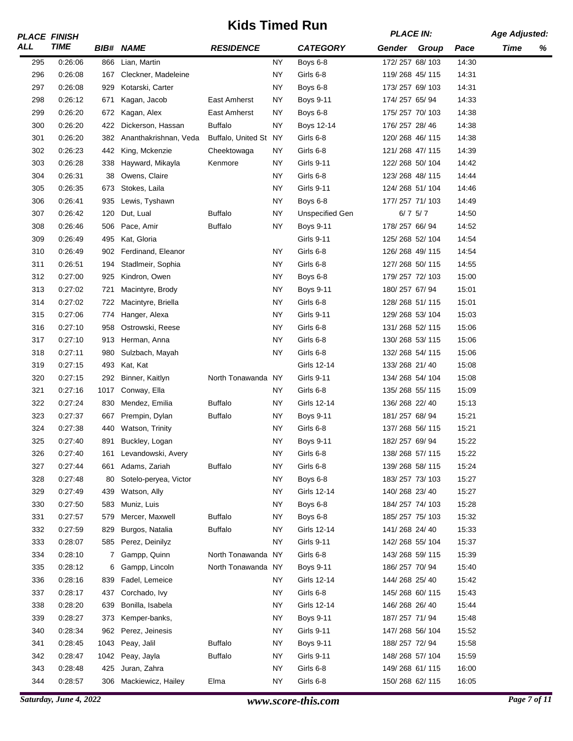# Kids Timed Run

| PLACE ALL | FINISH TIME | BIB# | NAME | RESIDENCE | | CATEGORY | PLACE IN: Gender | Group | Pace | Age Adjusted: Time | % |
|---|---|---|---|---|---|---|---|---|---|---|---|
| 295 | 0:26:06 | 866 | Lian, Martin | | NY | Boys 6-8 | 172/ 257 | 68/ 103 | 14:30 | | |
| 296 | 0:26:08 | 167 | Cleckner, Madeleine | | NY | Girls 6-8 | 119/ 268 | 45/ 115 | 14:31 | | |
| 297 | 0:26:08 | 929 | Kotarski, Carter | | NY | Boys 6-8 | 173/ 257 | 69/ 103 | 14:31 | | |
| 298 | 0:26:12 | 671 | Kagan, Jacob | East Amherst | NY | Boys 9-11 | 174/ 257 | 65/ 94 | 14:33 | | |
| 299 | 0:26:20 | 672 | Kagan, Alex | East Amherst | NY | Boys 6-8 | 175/ 257 | 70/ 103 | 14:38 | | |
| 300 | 0:26:20 | 422 | Dickerson, Hassan | Buffalo | NY | Boys 12-14 | 176/ 257 | 28/ 46 | 14:38 | | |
| 301 | 0:26:20 | 382 | Ananthakrishnan, Veda | Buffalo, United St | NY | Girls 6-8 | 120/ 268 | 46/ 115 | 14:38 | | |
| 302 | 0:26:23 | 442 | King, Mckenzie | Cheektowaga | NY | Girls 6-8 | 121/ 268 | 47/ 115 | 14:39 | | |
| 303 | 0:26:28 | 338 | Hayward, Mikayla | Kenmore | NY | Girls 9-11 | 122/ 268 | 50/ 104 | 14:42 | | |
| 304 | 0:26:31 | 38 | Owens, Claire | | NY | Girls 6-8 | 123/ 268 | 48/ 115 | 14:44 | | |
| 305 | 0:26:35 | 673 | Stokes, Laila | | NY | Girls 9-11 | 124/ 268 | 51/ 104 | 14:46 | | |
| 306 | 0:26:41 | 935 | Lewis, Tyshawn | | NY | Boys 6-8 | 177/ 257 | 71/ 103 | 14:49 | | |
| 307 | 0:26:42 | 120 | Dut, Lual | Buffalo | NY | Unspecified Gen | 6/ 7 | 5/ 7 | 14:50 | | |
| 308 | 0:26:46 | 506 | Pace, Amir | Buffalo | NY | Boys 9-11 | 178/ 257 | 66/ 94 | 14:52 | | |
| 309 | 0:26:49 | 495 | Kat, Gloria | | | Girls 9-11 | 125/ 268 | 52/ 104 | 14:54 | | |
| 310 | 0:26:49 | 902 | Ferdinand, Eleanor | | NY | Girls 6-8 | 126/ 268 | 49/ 115 | 14:54 | | |
| 311 | 0:26:51 | 194 | Stadlmeir, Sophia | | NY | Girls 6-8 | 127/ 268 | 50/ 115 | 14:55 | | |
| 312 | 0:27:00 | 925 | Kindron, Owen | | NY | Boys 6-8 | 179/ 257 | 72/ 103 | 15:00 | | |
| 313 | 0:27:02 | 721 | Macintyre, Brody | | NY | Boys 9-11 | 180/ 257 | 67/ 94 | 15:01 | | |
| 314 | 0:27:02 | 722 | Macintyre, Briella | | NY | Girls 6-8 | 128/ 268 | 51/ 115 | 15:01 | | |
| 315 | 0:27:06 | 774 | Hanger, Alexa | | NY | Girls 9-11 | 129/ 268 | 53/ 104 | 15:03 | | |
| 316 | 0:27:10 | 958 | Ostrowski, Reese | | NY | Girls 6-8 | 131/ 268 | 52/ 115 | 15:06 | | |
| 317 | 0:27:10 | 913 | Herman, Anna | | NY | Girls 6-8 | 130/ 268 | 53/ 115 | 15:06 | | |
| 318 | 0:27:11 | 980 | Sulzbach, Mayah | | NY | Girls 6-8 | 132/ 268 | 54/ 115 | 15:06 | | |
| 319 | 0:27:15 | 493 | Kat, Kat | | | Girls 12-14 | 133/ 268 | 21/ 40 | 15:08 | | |
| 320 | 0:27:15 | 292 | Binner, Kaitlyn | North Tonawanda | NY | Girls 9-11 | 134/ 268 | 54/ 104 | 15:08 | | |
| 321 | 0:27:16 | 1017 | Conway, Ella | | NY | Girls 6-8 | 135/ 268 | 55/ 115 | 15:09 | | |
| 322 | 0:27:24 | 830 | Mendez, Emilia | Buffalo | NY | Girls 12-14 | 136/ 268 | 22/ 40 | 15:13 | | |
| 323 | 0:27:37 | 667 | Prempin, Dylan | Buffalo | NY | Boys 9-11 | 181/ 257 | 68/ 94 | 15:21 | | |
| 324 | 0:27:38 | 440 | Watson, Trinity | | NY | Girls 6-8 | 137/ 268 | 56/ 115 | 15:21 | | |
| 325 | 0:27:40 | 891 | Buckley, Logan | | NY | Boys 9-11 | 182/ 257 | 69/ 94 | 15:22 | | |
| 326 | 0:27:40 | 161 | Levandowski, Avery | | NY | Girls 6-8 | 138/ 268 | 57/ 115 | 15:22 | | |
| 327 | 0:27:44 | 661 | Adams, Zariah | Buffalo | NY | Girls 6-8 | 139/ 268 | 58/ 115 | 15:24 | | |
| 328 | 0:27:48 | 80 | Sotelo-peryea, Victor | | NY | Boys 6-8 | 183/ 257 | 73/ 103 | 15:27 | | |
| 329 | 0:27:49 | 439 | Watson, Ally | | NY | Girls 12-14 | 140/ 268 | 23/ 40 | 15:27 | | |
| 330 | 0:27:50 | 583 | Muniz, Luis | | NY | Boys 6-8 | 184/ 257 | 74/ 103 | 15:28 | | |
| 331 | 0:27:57 | 579 | Mercer, Maxwell | Buffalo | NY | Boys 6-8 | 185/ 257 | 75/ 103 | 15:32 | | |
| 332 | 0:27:59 | 829 | Burgos, Natalia | Buffalo | NY | Girls 12-14 | 141/ 268 | 24/ 40 | 15:33 | | |
| 333 | 0:28:07 | 585 | Perez, Deinilyz | | NY | Girls 9-11 | 142/ 268 | 55/ 104 | 15:37 | | |
| 334 | 0:28:10 | 7 | Gampp, Quinn | North Tonawanda | NY | Girls 6-8 | 143/ 268 | 59/ 115 | 15:39 | | |
| 335 | 0:28:12 | 6 | Gampp, Lincoln | North Tonawanda | NY | Boys 9-11 | 186/ 257 | 70/ 94 | 15:40 | | |
| 336 | 0:28:16 | 839 | Fadel, Lemeice | | NY | Girls 12-14 | 144/ 268 | 25/ 40 | 15:42 | | |
| 337 | 0:28:17 | 437 | Corchado, Ivy | | NY | Girls 6-8 | 145/ 268 | 60/ 115 | 15:43 | | |
| 338 | 0:28:20 | 639 | Bonilla, Isabela | | NY | Girls 12-14 | 146/ 268 | 26/ 40 | 15:44 | | |
| 339 | 0:28:27 | 373 | Kemper-banks, | | NY | Boys 9-11 | 187/ 257 | 71/ 94 | 15:48 | | |
| 340 | 0:28:34 | 962 | Perez, Jeinesis | | NY | Girls 9-11 | 147/ 268 | 56/ 104 | 15:52 | | |
| 341 | 0:28:45 | 1043 | Peay, Jalil | Buffalo | NY | Boys 9-11 | 188/ 257 | 72/ 94 | 15:58 | | |
| 342 | 0:28:47 | 1042 | Peay, Jayla | Buffalo | NY | Girls 9-11 | 148/ 268 | 57/ 104 | 15:59 | | |
| 343 | 0:28:48 | 425 | Juran, Zahra | | NY | Girls 6-8 | 149/ 268 | 61/ 115 | 16:00 | | |
| 344 | 0:28:57 | 306 | Mackiewicz, Hailey | Elma | NY | Girls 6-8 | 150/ 268 | 62/ 115 | 16:05 | | |

*Saturday, June 4, 2022* — *www.score-this.com*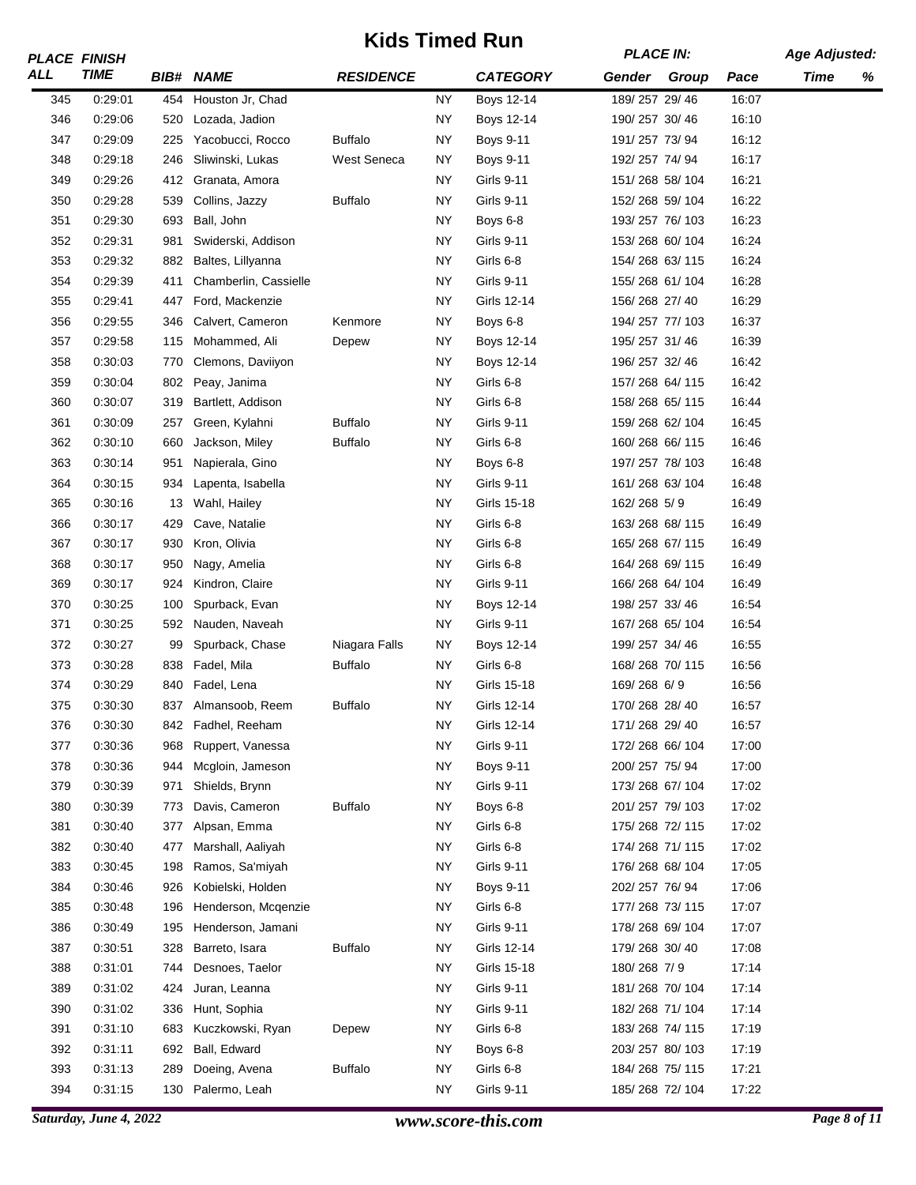# Kids Timed Run

| PLACE ALL | FINISH TIME | BIB# | NAME | RESIDENCE | | CATEGORY | PLACE IN: Gender | Group | Pace | Age Adjusted: Time | % |
|---|---|---|---|---|---|---|---|---|---|---|---|
| 345 | 0:29:01 | 454 | Houston Jr, Chad | | NY | Boys 12-14 | 189/ 257 | 29/ 46 | 16:07 | | |
| 346 | 0:29:06 | 520 | Lozada, Jadion | | NY | Boys 12-14 | 190/ 257 | 30/ 46 | 16:10 | | |
| 347 | 0:29:09 | 225 | Yacobucci, Rocco | Buffalo | NY | Boys 9-11 | 191/ 257 | 73/ 94 | 16:12 | | |
| 348 | 0:29:18 | 246 | Sliwinski, Lukas | West Seneca | NY | Boys 9-11 | 192/ 257 | 74/ 94 | 16:17 | | |
| 349 | 0:29:26 | 412 | Granata, Amora | | NY | Girls 9-11 | 151/ 268 | 58/ 104 | 16:21 | | |
| 350 | 0:29:28 | 539 | Collins, Jazzy | Buffalo | NY | Girls 9-11 | 152/ 268 | 59/ 104 | 16:22 | | |
| 351 | 0:29:30 | 693 | Ball, John | | NY | Boys 6-8 | 193/ 257 | 76/ 103 | 16:23 | | |
| 352 | 0:29:31 | 981 | Swiderski, Addison | | NY | Girls 9-11 | 153/ 268 | 60/ 104 | 16:24 | | |
| 353 | 0:29:32 | 882 | Baltes, Lillyanna | | NY | Girls 6-8 | 154/ 268 | 63/ 115 | 16:24 | | |
| 354 | 0:29:39 | 411 | Chamberlin, Cassielle | | NY | Girls 9-11 | 155/ 268 | 61/ 104 | 16:28 | | |
| 355 | 0:29:41 | 447 | Ford, Mackenzie | | NY | Girls 12-14 | 156/ 268 | 27/ 40 | 16:29 | | |
| 356 | 0:29:55 | 346 | Calvert, Cameron | Kenmore | NY | Boys 6-8 | 194/ 257 | 77/ 103 | 16:37 | | |
| 357 | 0:29:58 | 115 | Mohammed, Ali | Depew | NY | Boys 12-14 | 195/ 257 | 31/ 46 | 16:39 | | |
| 358 | 0:30:03 | 770 | Clemons, Daviiyon | | NY | Boys 12-14 | 196/ 257 | 32/ 46 | 16:42 | | |
| 359 | 0:30:04 | 802 | Peay, Janima | | NY | Girls 6-8 | 157/ 268 | 64/ 115 | 16:42 | | |
| 360 | 0:30:07 | 319 | Bartlett, Addison | | NY | Girls 6-8 | 158/ 268 | 65/ 115 | 16:44 | | |
| 361 | 0:30:09 | 257 | Green, Kylahni | Buffalo | NY | Girls 9-11 | 159/ 268 | 62/ 104 | 16:45 | | |
| 362 | 0:30:10 | 660 | Jackson, Miley | Buffalo | NY | Girls 6-8 | 160/ 268 | 66/ 115 | 16:46 | | |
| 363 | 0:30:14 | 951 | Napierala, Gino | | NY | Boys 6-8 | 197/ 257 | 78/ 103 | 16:48 | | |
| 364 | 0:30:15 | 934 | Lapenta, Isabella | | NY | Girls 9-11 | 161/ 268 | 63/ 104 | 16:48 | | |
| 365 | 0:30:16 | 13 | Wahl, Hailey | | NY | Girls 15-18 | 162/ 268 | 5/ 9 | 16:49 | | |
| 366 | 0:30:17 | 429 | Cave, Natalie | | NY | Girls 6-8 | 163/ 268 | 68/ 115 | 16:49 | | |
| 367 | 0:30:17 | 930 | Kron, Olivia | | NY | Girls 6-8 | 165/ 268 | 67/ 115 | 16:49 | | |
| 368 | 0:30:17 | 950 | Nagy, Amelia | | NY | Girls 6-8 | 164/ 268 | 69/ 115 | 16:49 | | |
| 369 | 0:30:17 | 924 | Kindron, Claire | | NY | Girls 9-11 | 166/ 268 | 64/ 104 | 16:49 | | |
| 370 | 0:30:25 | 100 | Spurback, Evan | | NY | Boys 12-14 | 198/ 257 | 33/ 46 | 16:54 | | |
| 371 | 0:30:25 | 592 | Nauden, Naveah | | NY | Girls 9-11 | 167/ 268 | 65/ 104 | 16:54 | | |
| 372 | 0:30:27 | 99 | Spurback, Chase | Niagara Falls | NY | Boys 12-14 | 199/ 257 | 34/ 46 | 16:55 | | |
| 373 | 0:30:28 | 838 | Fadel, Mila | Buffalo | NY | Girls 6-8 | 168/ 268 | 70/ 115 | 16:56 | | |
| 374 | 0:30:29 | 840 | Fadel, Lena | | NY | Girls 15-18 | 169/ 268 | 6/ 9 | 16:56 | | |
| 375 | 0:30:30 | 837 | Almansoob, Reem | Buffalo | NY | Girls 12-14 | 170/ 268 | 28/ 40 | 16:57 | | |
| 376 | 0:30:30 | 842 | Fadhel, Reeham | | NY | Girls 12-14 | 171/ 268 | 29/ 40 | 16:57 | | |
| 377 | 0:30:36 | 968 | Ruppert, Vanessa | | NY | Girls 9-11 | 172/ 268 | 66/ 104 | 17:00 | | |
| 378 | 0:30:36 | 944 | Mcgloin, Jameson | | NY | Boys 9-11 | 200/ 257 | 75/ 94 | 17:00 | | |
| 379 | 0:30:39 | 971 | Shields, Brynn | | NY | Girls 9-11 | 173/ 268 | 67/ 104 | 17:02 | | |
| 380 | 0:30:39 | 773 | Davis, Cameron | Buffalo | NY | Boys 6-8 | 201/ 257 | 79/ 103 | 17:02 | | |
| 381 | 0:30:40 | 377 | Alpsan, Emma | | NY | Girls 6-8 | 175/ 268 | 72/ 115 | 17:02 | | |
| 382 | 0:30:40 | 477 | Marshall, Aaliyah | | NY | Girls 6-8 | 174/ 268 | 71/ 115 | 17:02 | | |
| 383 | 0:30:45 | 198 | Ramos, Sa'miyah | | NY | Girls 9-11 | 176/ 268 | 68/ 104 | 17:05 | | |
| 384 | 0:30:46 | 926 | Kobielski, Holden | | NY | Boys 9-11 | 202/ 257 | 76/ 94 | 17:06 | | |
| 385 | 0:30:48 | 196 | Henderson, Mcqenzie | | NY | Girls 6-8 | 177/ 268 | 73/ 115 | 17:07 | | |
| 386 | 0:30:49 | 195 | Henderson, Jamani | | NY | Girls 9-11 | 178/ 268 | 69/ 104 | 17:07 | | |
| 387 | 0:30:51 | 328 | Barreto, Isara | Buffalo | NY | Girls 12-14 | 179/ 268 | 30/ 40 | 17:08 | | |
| 388 | 0:31:01 | 744 | Desnoes, Taelor | | NY | Girls 15-18 | 180/ 268 | 7/ 9 | 17:14 | | |
| 389 | 0:31:02 | 424 | Juran, Leanna | | NY | Girls 9-11 | 181/ 268 | 70/ 104 | 17:14 | | |
| 390 | 0:31:02 | 336 | Hunt, Sophia | | NY | Girls 9-11 | 182/ 268 | 71/ 104 | 17:14 | | |
| 391 | 0:31:10 | 683 | Kuczkowski, Ryan | Depew | NY | Girls 6-8 | 183/ 268 | 74/ 115 | 17:19 | | |
| 392 | 0:31:11 | 692 | Ball, Edward | | NY | Boys 6-8 | 203/ 257 | 80/ 103 | 17:19 | | |
| 393 | 0:31:13 | 289 | Doeing, Avena | Buffalo | NY | Girls 6-8 | 184/ 268 | 75/ 115 | 17:21 | | |
| 394 | 0:31:15 | 130 | Palermo, Leah | | NY | Girls 9-11 | 185/ 268 | 72/ 104 | 17:22 | | |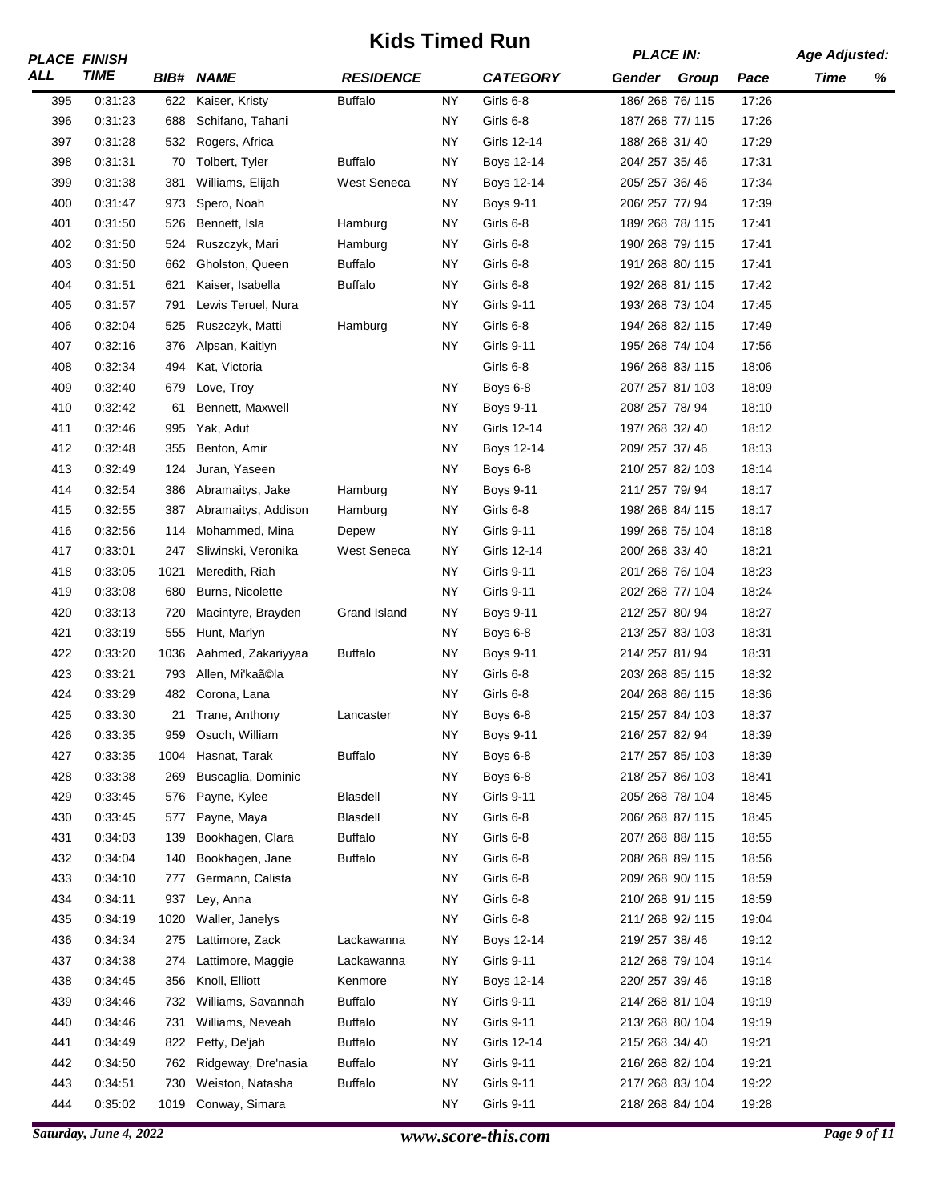# Kids Timed Run

| PLACE ALL | FINISH TIME | BIB# | NAME | RESIDENCE | | CATEGORY | PLACE IN: Gender | Group | Pace | Age Adjusted: Time | % |
|---|---|---|---|---|---|---|---|---|---|---|---|
| 395 | 0:31:23 | 622 | Kaiser, Kristy | Buffalo | NY | Girls 6-8 | 186/ 268 | 76/ 115 | 17:26 | | |
| 396 | 0:31:23 | 688 | Schifano, Tahani | | NY | Girls 6-8 | 187/ 268 | 77/ 115 | 17:26 | | |
| 397 | 0:31:28 | 532 | Rogers, Africa | | NY | Girls 12-14 | 188/ 268 | 31/ 40 | 17:29 | | |
| 398 | 0:31:31 | 70 | Tolbert, Tyler | Buffalo | NY | Boys 12-14 | 204/ 257 | 35/ 46 | 17:31 | | |
| 399 | 0:31:38 | 381 | Williams, Elijah | West Seneca | NY | Boys 12-14 | 205/ 257 | 36/ 46 | 17:34 | | |
| 400 | 0:31:47 | 973 | Spero, Noah | | NY | Boys 9-11 | 206/ 257 | 77/ 94 | 17:39 | | |
| 401 | 0:31:50 | 526 | Bennett, Isla | Hamburg | NY | Girls 6-8 | 189/ 268 | 78/ 115 | 17:41 | | |
| 402 | 0:31:50 | 524 | Ruszczyk, Mari | Hamburg | NY | Girls 6-8 | 190/ 268 | 79/ 115 | 17:41 | | |
| 403 | 0:31:50 | 662 | Gholston, Queen | Buffalo | NY | Girls 6-8 | 191/ 268 | 80/ 115 | 17:41 | | |
| 404 | 0:31:51 | 621 | Kaiser, Isabella | Buffalo | NY | Girls 6-8 | 192/ 268 | 81/ 115 | 17:42 | | |
| 405 | 0:31:57 | 791 | Lewis Teruel, Nura | | NY | Girls 9-11 | 193/ 268 | 73/ 104 | 17:45 | | |
| 406 | 0:32:04 | 525 | Ruszczyk, Matti | Hamburg | NY | Girls 6-8 | 194/ 268 | 82/ 115 | 17:49 | | |
| 407 | 0:32:16 | 376 | Alpsan, Kaitlyn | | NY | Girls 9-11 | 195/ 268 | 74/ 104 | 17:56 | | |
| 408 | 0:32:34 | 494 | Kat, Victoria | | | Girls 6-8 | 196/ 268 | 83/ 115 | 18:06 | | |
| 409 | 0:32:40 | 679 | Love, Troy | | NY | Boys 6-8 | 207/ 257 | 81/ 103 | 18:09 | | |
| 410 | 0:32:42 | 61 | Bennett, Maxwell | | NY | Boys 9-11 | 208/ 257 | 78/ 94 | 18:10 | | |
| 411 | 0:32:46 | 995 | Yak, Adut | | NY | Girls 12-14 | 197/ 268 | 32/ 40 | 18:12 | | |
| 412 | 0:32:48 | 355 | Benton, Amir | | NY | Boys 12-14 | 209/ 257 | 37/ 46 | 18:13 | | |
| 413 | 0:32:49 | 124 | Juran, Yaseen | | NY | Boys 6-8 | 210/ 257 | 82/ 103 | 18:14 | | |
| 414 | 0:32:54 | 386 | Abramaitys, Jake | Hamburg | NY | Boys 9-11 | 211/ 257 | 79/ 94 | 18:17 | | |
| 415 | 0:32:55 | 387 | Abramaitys, Addison | Hamburg | NY | Girls 6-8 | 198/ 268 | 84/ 115 | 18:17 | | |
| 416 | 0:32:56 | 114 | Mohammed, Mina | Depew | NY | Girls 9-11 | 199/ 268 | 75/ 104 | 18:18 | | |
| 417 | 0:33:01 | 247 | Sliwinski, Veronika | West Seneca | NY | Girls 12-14 | 200/ 268 | 33/ 40 | 18:21 | | |
| 418 | 0:33:05 | 1021 | Meredith, Riah | | NY | Girls 9-11 | 201/ 268 | 76/ 104 | 18:23 | | |
| 419 | 0:33:08 | 680 | Burns, Nicolette | | NY | Girls 9-11 | 202/ 268 | 77/ 104 | 18:24 | | |
| 420 | 0:33:13 | 720 | Macintyre, Brayden | Grand Island | NY | Boys 9-11 | 212/ 257 | 80/ 94 | 18:27 | | |
| 421 | 0:33:19 | 555 | Hunt, Marlyn | | NY | Boys 6-8 | 213/ 257 | 83/ 103 | 18:31 | | |
| 422 | 0:33:20 | 1036 | Aahmed, Zakariyyaa | Buffalo | NY | Boys 9-11 | 214/ 257 | 81/ 94 | 18:31 | | |
| 423 | 0:33:21 | 793 | Allen, Mi'kaã©la | | NY | Girls 6-8 | 203/ 268 | 85/ 115 | 18:32 | | |
| 424 | 0:33:29 | 482 | Corona, Lana | | NY | Girls 6-8 | 204/ 268 | 86/ 115 | 18:36 | | |
| 425 | 0:33:30 | 21 | Trane, Anthony | Lancaster | NY | Boys 6-8 | 215/ 257 | 84/ 103 | 18:37 | | |
| 426 | 0:33:35 | 959 | Osuch, William | | NY | Boys 9-11 | 216/ 257 | 82/ 94 | 18:39 | | |
| 427 | 0:33:35 | 1004 | Hasnat, Tarak | Buffalo | NY | Boys 6-8 | 217/ 257 | 85/ 103 | 18:39 | | |
| 428 | 0:33:38 | 269 | Buscaglia, Dominic | | NY | Boys 6-8 | 218/ 257 | 86/ 103 | 18:41 | | |
| 429 | 0:33:45 | 576 | Payne, Kylee | Blasdell | NY | Girls 9-11 | 205/ 268 | 78/ 104 | 18:45 | | |
| 430 | 0:33:45 | 577 | Payne, Maya | Blasdell | NY | Girls 6-8 | 206/ 268 | 87/ 115 | 18:45 | | |
| 431 | 0:34:03 | 139 | Bookhagen, Clara | Buffalo | NY | Girls 6-8 | 207/ 268 | 88/ 115 | 18:55 | | |
| 432 | 0:34:04 | 140 | Bookhagen, Jane | Buffalo | NY | Girls 6-8 | 208/ 268 | 89/ 115 | 18:56 | | |
| 433 | 0:34:10 | 777 | Germann, Calista | | NY | Girls 6-8 | 209/ 268 | 90/ 115 | 18:59 | | |
| 434 | 0:34:11 | 937 | Ley, Anna | | NY | Girls 6-8 | 210/ 268 | 91/ 115 | 18:59 | | |
| 435 | 0:34:19 | 1020 | Waller, Janelys | | NY | Girls 6-8 | 211/ 268 | 92/ 115 | 19:04 | | |
| 436 | 0:34:34 | 275 | Lattimore, Zack | Lackawanna | NY | Boys 12-14 | 219/ 257 | 38/ 46 | 19:12 | | |
| 437 | 0:34:38 | 274 | Lattimore, Maggie | Lackawanna | NY | Girls 9-11 | 212/ 268 | 79/ 104 | 19:14 | | |
| 438 | 0:34:45 | 356 | Knoll, Elliott | Kenmore | NY | Boys 12-14 | 220/ 257 | 39/ 46 | 19:18 | | |
| 439 | 0:34:46 | 732 | Williams, Savannah | Buffalo | NY | Girls 9-11 | 214/ 268 | 81/ 104 | 19:19 | | |
| 440 | 0:34:46 | 731 | Williams, Neveah | Buffalo | NY | Girls 9-11 | 213/ 268 | 80/ 104 | 19:19 | | |
| 441 | 0:34:49 | 822 | Petty, De'jah | Buffalo | NY | Girls 12-14 | 215/ 268 | 34/ 40 | 19:21 | | |
| 442 | 0:34:50 | 762 | Ridgeway, Dre'nasia | Buffalo | NY | Girls 9-11 | 216/ 268 | 82/ 104 | 19:21 | | |
| 443 | 0:34:51 | 730 | Weiston, Natasha | Buffalo | NY | Girls 9-11 | 217/ 268 | 83/ 104 | 19:22 | | |
| 444 | 0:35:02 | 1019 | Conway, Simara | | NY | Girls 9-11 | 218/ 268 | 84/ 104 | 19:28 | | |

*Saturday, June 4, 2022* *www.score-this.com*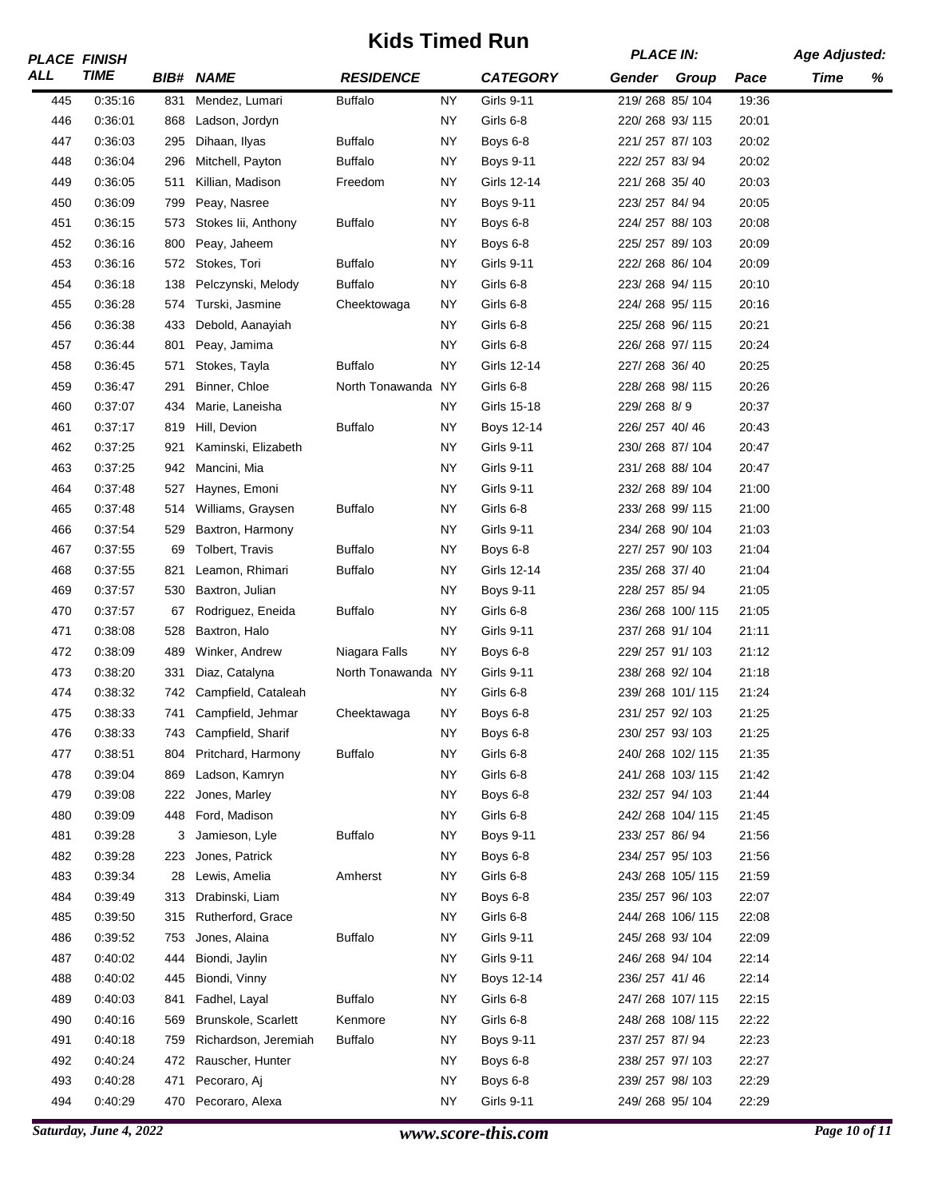# Kids Timed Run

| PLACE ALL | FINISH TIME | BIB# | NAME | RESIDENCE | | CATEGORY | PLACE IN: Gender | Group | Pace | Age Adjusted: Time | % |
|---|---|---|---|---|---|---|---|---|---|---|---|
| 445 | 0:35:16 | 831 | Mendez, Lumari | Buffalo | NY | Girls 9-11 | 219/ 268 | 85/ 104 | 19:36 | | |
| 446 | 0:36:01 | 868 | Ladson, Jordyn | | NY | Girls 6-8 | 220/ 268 | 93/ 115 | 20:01 | | |
| 447 | 0:36:03 | 295 | Dihaan, Ilyas | Buffalo | NY | Boys 6-8 | 221/ 257 | 87/ 103 | 20:02 | | |
| 448 | 0:36:04 | 296 | Mitchell, Payton | Buffalo | NY | Boys 9-11 | 222/ 257 | 83/ 94 | 20:02 | | |
| 449 | 0:36:05 | 511 | Killian, Madison | Freedom | NY | Girls 12-14 | 221/ 268 | 35/ 40 | 20:03 | | |
| 450 | 0:36:09 | 799 | Peay, Nasree | | NY | Boys 9-11 | 223/ 257 | 84/ 94 | 20:05 | | |
| 451 | 0:36:15 | 573 | Stokes Iii, Anthony | Buffalo | NY | Boys 6-8 | 224/ 257 | 88/ 103 | 20:08 | | |
| 452 | 0:36:16 | 800 | Peay, Jaheem | | NY | Boys 6-8 | 225/ 257 | 89/ 103 | 20:09 | | |
| 453 | 0:36:16 | 572 | Stokes, Tori | Buffalo | NY | Girls 9-11 | 222/ 268 | 86/ 104 | 20:09 | | |
| 454 | 0:36:18 | 138 | Pelczynski, Melody | Buffalo | NY | Girls 6-8 | 223/ 268 | 94/ 115 | 20:10 | | |
| 455 | 0:36:28 | 574 | Turski, Jasmine | Cheektowaga | NY | Girls 6-8 | 224/ 268 | 95/ 115 | 20:16 | | |
| 456 | 0:36:38 | 433 | Debold, Aanayiah | | NY | Girls 6-8 | 225/ 268 | 96/ 115 | 20:21 | | |
| 457 | 0:36:44 | 801 | Peay, Jamima | | NY | Girls 6-8 | 226/ 268 | 97/ 115 | 20:24 | | |
| 458 | 0:36:45 | 571 | Stokes, Tayla | Buffalo | NY | Girls 12-14 | 227/ 268 | 36/ 40 | 20:25 | | |
| 459 | 0:36:47 | 291 | Binner, Chloe | North Tonawanda | NY | Girls 6-8 | 228/ 268 | 98/ 115 | 20:26 | | |
| 460 | 0:37:07 | 434 | Marie, Laneisha | | NY | Girls 15-18 | 229/ 268 | 8/ 9 | 20:37 | | |
| 461 | 0:37:17 | 819 | Hill, Devion | Buffalo | NY | Boys 12-14 | 226/ 257 | 40/ 46 | 20:43 | | |
| 462 | 0:37:25 | 921 | Kaminski, Elizabeth | | NY | Girls 9-11 | 230/ 268 | 87/ 104 | 20:47 | | |
| 463 | 0:37:25 | 942 | Mancini, Mia | | NY | Girls 9-11 | 231/ 268 | 88/ 104 | 20:47 | | |
| 464 | 0:37:48 | 527 | Haynes, Emoni | | NY | Girls 9-11 | 232/ 268 | 89/ 104 | 21:00 | | |
| 465 | 0:37:48 | 514 | Williams, Graysen | Buffalo | NY | Girls 6-8 | 233/ 268 | 99/ 115 | 21:00 | | |
| 466 | 0:37:54 | 529 | Baxtron, Harmony | | NY | Girls 9-11 | 234/ 268 | 90/ 104 | 21:03 | | |
| 467 | 0:37:55 | 69 | Tolbert, Travis | Buffalo | NY | Boys 6-8 | 227/ 257 | 90/ 103 | 21:04 | | |
| 468 | 0:37:55 | 821 | Leamon, Rhimari | Buffalo | NY | Girls 12-14 | 235/ 268 | 37/ 40 | 21:04 | | |
| 469 | 0:37:57 | 530 | Baxtron, Julian | | NY | Boys 9-11 | 228/ 257 | 85/ 94 | 21:05 | | |
| 470 | 0:37:57 | 67 | Rodriguez, Eneida | Buffalo | NY | Girls 6-8 | 236/ 268 | 100/ 115 | 21:05 | | |
| 471 | 0:38:08 | 528 | Baxtron, Halo | | NY | Girls 9-11 | 237/ 268 | 91/ 104 | 21:11 | | |
| 472 | 0:38:09 | 489 | Winker, Andrew | Niagara Falls | NY | Boys 6-8 | 229/ 257 | 91/ 103 | 21:12 | | |
| 473 | 0:38:20 | 331 | Diaz, Catalyna | North Tonawanda | NY | Girls 9-11 | 238/ 268 | 92/ 104 | 21:18 | | |
| 474 | 0:38:32 | 742 | Campfield, Cataleah | | NY | Girls 6-8 | 239/ 268 | 101/ 115 | 21:24 | | |
| 475 | 0:38:33 | 741 | Campfield, Jehmar | Cheektawaga | NY | Boys 6-8 | 231/ 257 | 92/ 103 | 21:25 | | |
| 476 | 0:38:33 | 743 | Campfield, Sharif | | NY | Boys 6-8 | 230/ 257 | 93/ 103 | 21:25 | | |
| 477 | 0:38:51 | 804 | Pritchard, Harmony | Buffalo | NY | Girls 6-8 | 240/ 268 | 102/ 115 | 21:35 | | |
| 478 | 0:39:04 | 869 | Ladson, Kamryn | | NY | Girls 6-8 | 241/ 268 | 103/ 115 | 21:42 | | |
| 479 | 0:39:08 | 222 | Jones, Marley | | NY | Boys 6-8 | 232/ 257 | 94/ 103 | 21:44 | | |
| 480 | 0:39:09 | 448 | Ford, Madison | | NY | Girls 6-8 | 242/ 268 | 104/ 115 | 21:45 | | |
| 481 | 0:39:28 | 3 | Jamieson, Lyle | Buffalo | NY | Boys 9-11 | 233/ 257 | 86/ 94 | 21:56 | | |
| 482 | 0:39:28 | 223 | Jones, Patrick | | NY | Boys 6-8 | 234/ 257 | 95/ 103 | 21:56 | | |
| 483 | 0:39:34 | 28 | Lewis, Amelia | Amherst | NY | Girls 6-8 | 243/ 268 | 105/ 115 | 21:59 | | |
| 484 | 0:39:49 | 313 | Drabinski, Liam | | NY | Boys 6-8 | 235/ 257 | 96/ 103 | 22:07 | | |
| 485 | 0:39:50 | 315 | Rutherford, Grace | | NY | Girls 6-8 | 244/ 268 | 106/ 115 | 22:08 | | |
| 486 | 0:39:52 | 753 | Jones, Alaina | Buffalo | NY | Girls 9-11 | 245/ 268 | 93/ 104 | 22:09 | | |
| 487 | 0:40:02 | 444 | Biondi, Jaylin | | NY | Girls 9-11 | 246/ 268 | 94/ 104 | 22:14 | | |
| 488 | 0:40:02 | 445 | Biondi, Vinny | | NY | Boys 12-14 | 236/ 257 | 41/ 46 | 22:14 | | |
| 489 | 0:40:03 | 841 | Fadhel, Layal | Buffalo | NY | Girls 6-8 | 247/ 268 | 107/ 115 | 22:15 | | |
| 490 | 0:40:16 | 569 | Brunskole, Scarlett | Kenmore | NY | Girls 6-8 | 248/ 268 | 108/ 115 | 22:22 | | |
| 491 | 0:40:18 | 759 | Richardson, Jeremiah | Buffalo | NY | Boys 9-11 | 237/ 257 | 87/ 94 | 22:23 | | |
| 492 | 0:40:24 | 472 | Rauscher, Hunter | | NY | Boys 6-8 | 238/ 257 | 97/ 103 | 22:27 | | |
| 493 | 0:40:28 | 471 | Pecoraro, Aj | | NY | Boys 6-8 | 239/ 257 | 98/ 103 | 22:29 | | |
| 494 | 0:40:29 | 470 | Pecoraro, Alexa | | NY | Girls 9-11 | 249/ 268 | 95/ 104 | 22:29 | | |

*Saturday, June 4, 2022* — *www.score-this.com*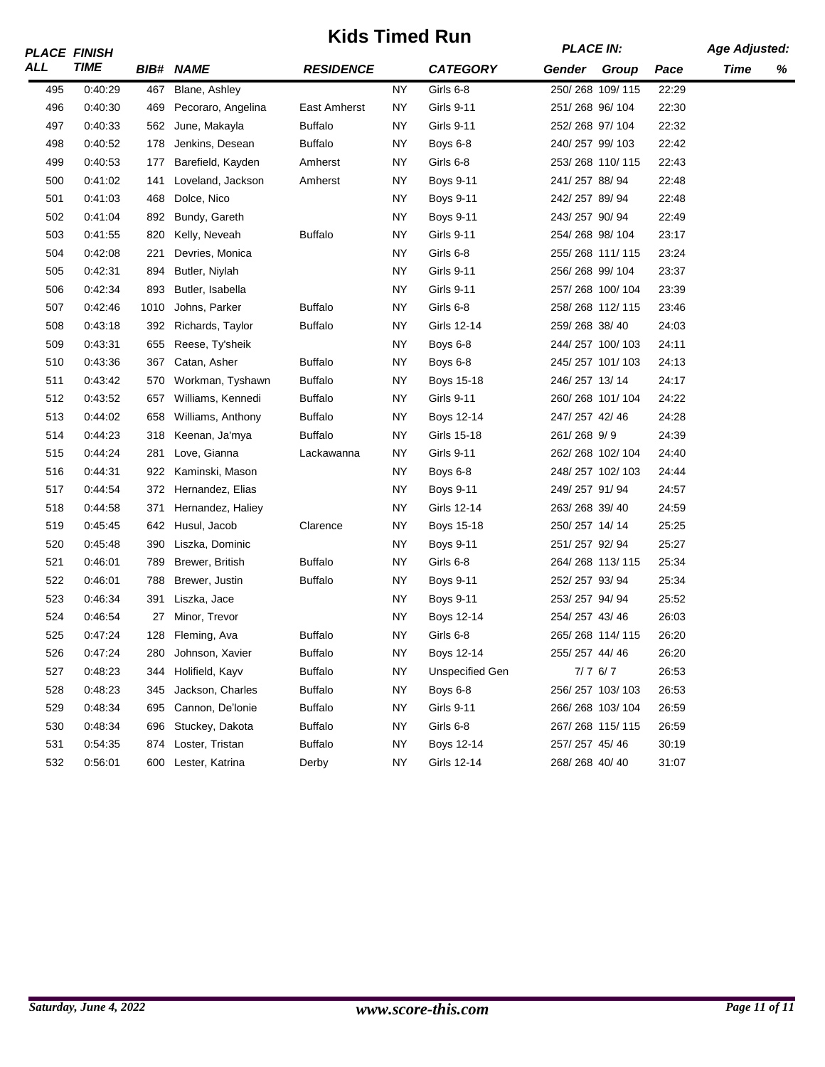# Kids Timed Run

| PLACE ALL | FINISH TIME | BIB# | NAME | RESIDENCE | | CATEGORY | PLACE IN: Gender | Group | Pace | Age Adjusted: Time | % |
|---|---|---|---|---|---|---|---|---|---|---|---|
| 495 | 0:40:29 | 467 | Blane, Ashley | | NY | Girls 6-8 | 250/ 268 | 109/ 115 | 22:29 | | |
| 496 | 0:40:30 | 469 | Pecoraro, Angelina | East Amherst | NY | Girls 9-11 | 251/ 268 | 96/ 104 | 22:30 | | |
| 497 | 0:40:33 | 562 | June, Makayla | Buffalo | NY | Girls 9-11 | 252/ 268 | 97/ 104 | 22:32 | | |
| 498 | 0:40:52 | 178 | Jenkins, Desean | Buffalo | NY | Boys 6-8 | 240/ 257 | 99/ 103 | 22:42 | | |
| 499 | 0:40:53 | 177 | Barefield, Kayden | Amherst | NY | Girls 6-8 | 253/ 268 | 110/ 115 | 22:43 | | |
| 500 | 0:41:02 | 141 | Loveland, Jackson | Amherst | NY | Boys 9-11 | 241/ 257 | 88/ 94 | 22:48 | | |
| 501 | 0:41:03 | 468 | Dolce, Nico | | NY | Boys 9-11 | 242/ 257 | 89/ 94 | 22:48 | | |
| 502 | 0:41:04 | 892 | Bundy, Gareth | | NY | Boys 9-11 | 243/ 257 | 90/ 94 | 22:49 | | |
| 503 | 0:41:55 | 820 | Kelly, Neveah | Buffalo | NY | Girls 9-11 | 254/ 268 | 98/ 104 | 23:17 | | |
| 504 | 0:42:08 | 221 | Devries, Monica | | NY | Girls 6-8 | 255/ 268 | 111/ 115 | 23:24 | | |
| 505 | 0:42:31 | 894 | Butler, Niylah | | NY | Girls 9-11 | 256/ 268 | 99/ 104 | 23:37 | | |
| 506 | 0:42:34 | 893 | Butler, Isabella | | NY | Girls 9-11 | 257/ 268 | 100/ 104 | 23:39 | | |
| 507 | 0:42:46 | 1010 | Johns, Parker | Buffalo | NY | Girls 6-8 | 258/ 268 | 112/ 115 | 23:46 | | |
| 508 | 0:43:18 | 392 | Richards, Taylor | Buffalo | NY | Girls 12-14 | 259/ 268 | 38/ 40 | 24:03 | | |
| 509 | 0:43:31 | 655 | Reese, Ty'sheik | | NY | Boys 6-8 | 244/ 257 | 100/ 103 | 24:11 | | |
| 510 | 0:43:36 | 367 | Catan, Asher | Buffalo | NY | Boys 6-8 | 245/ 257 | 101/ 103 | 24:13 | | |
| 511 | 0:43:42 | 570 | Workman, Tyshawn | Buffalo | NY | Boys 15-18 | 246/ 257 | 13/ 14 | 24:17 | | |
| 512 | 0:43:52 | 657 | Williams, Kennedi | Buffalo | NY | Girls 9-11 | 260/ 268 | 101/ 104 | 24:22 | | |
| 513 | 0:44:02 | 658 | Williams, Anthony | Buffalo | NY | Boys 12-14 | 247/ 257 | 42/ 46 | 24:28 | | |
| 514 | 0:44:23 | 318 | Keenan, Ja'mya | Buffalo | NY | Girls 15-18 | 261/ 268 | 9/ 9 | 24:39 | | |
| 515 | 0:44:24 | 281 | Love, Gianna | Lackawanna | NY | Girls 9-11 | 262/ 268 | 102/ 104 | 24:40 | | |
| 516 | 0:44:31 | 922 | Kaminski, Mason | | NY | Boys 6-8 | 248/ 257 | 102/ 103 | 24:44 | | |
| 517 | 0:44:54 | 372 | Hernandez, Elias | | NY | Boys 9-11 | 249/ 257 | 91/ 94 | 24:57 | | |
| 518 | 0:44:58 | 371 | Hernandez, Haliey | | NY | Girls 12-14 | 263/ 268 | 39/ 40 | 24:59 | | |
| 519 | 0:45:45 | 642 | Husul, Jacob | Clarence | NY | Boys 15-18 | 250/ 257 | 14/ 14 | 25:25 | | |
| 520 | 0:45:48 | 390 | Liszka, Dominic | | NY | Boys 9-11 | 251/ 257 | 92/ 94 | 25:27 | | |
| 521 | 0:46:01 | 789 | Brewer, British | Buffalo | NY | Girls 6-8 | 264/ 268 | 113/ 115 | 25:34 | | |
| 522 | 0:46:01 | 788 | Brewer, Justin | Buffalo | NY | Boys 9-11 | 252/ 257 | 93/ 94 | 25:34 | | |
| 523 | 0:46:34 | 391 | Liszka, Jace | | NY | Boys 9-11 | 253/ 257 | 94/ 94 | 25:52 | | |
| 524 | 0:46:54 | 27 | Minor, Trevor | | NY | Boys 12-14 | 254/ 257 | 43/ 46 | 26:03 | | |
| 525 | 0:47:24 | 128 | Fleming, Ava | Buffalo | NY | Girls 6-8 | 265/ 268 | 114/ 115 | 26:20 | | |
| 526 | 0:47:24 | 280 | Johnson, Xavier | Buffalo | NY | Boys 12-14 | 255/ 257 | 44/ 46 | 26:20 | | |
| 527 | 0:48:23 | 344 | Holifield, Kayv | Buffalo | NY | Unspecified Gen | 7/ 7 | 6/ 7 | 26:53 | | |
| 528 | 0:48:23 | 345 | Jackson, Charles | Buffalo | NY | Boys 6-8 | 256/ 257 | 103/ 103 | 26:53 | | |
| 529 | 0:48:34 | 695 | Cannon, De'lonie | Buffalo | NY | Girls 9-11 | 266/ 268 | 103/ 104 | 26:59 | | |
| 530 | 0:48:34 | 696 | Stuckey, Dakota | Buffalo | NY | Girls 6-8 | 267/ 268 | 115/ 115 | 26:59 | | |
| 531 | 0:54:35 | 874 | Loster, Tristan | Buffalo | NY | Boys 12-14 | 257/ 257 | 45/ 46 | 30:19 | | |
| 532 | 0:56:01 | 600 | Lester, Katrina | Derby | NY | Girls 12-14 | 268/ 268 | 40/ 40 | 31:07 | | |

*Saturday, June 4, 2022* — *www.score-this.com*